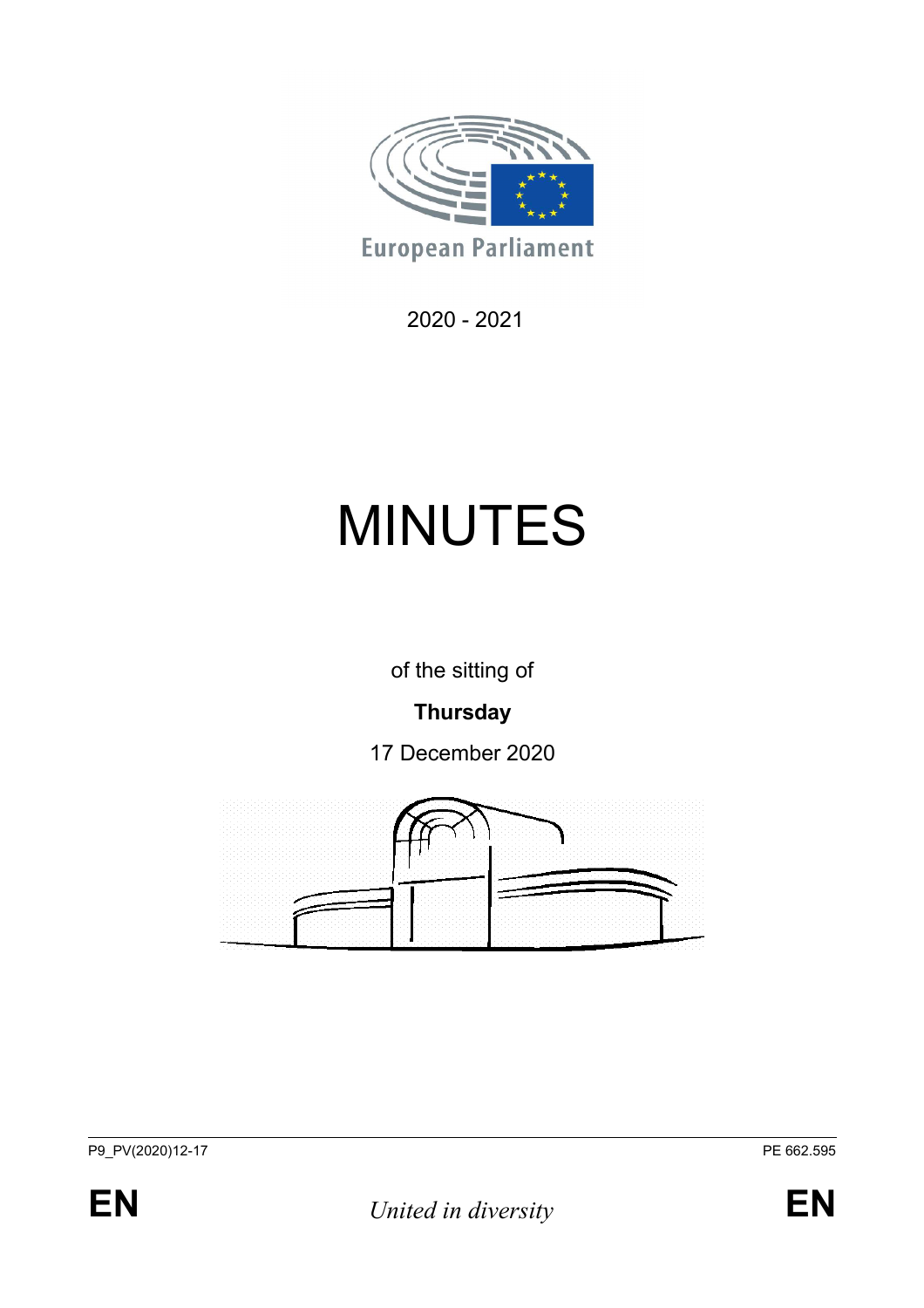European Parliament

2020 - 2021

# MINUTES

of the sitting of

**Thursday**

17 December 2020

P9_PV(2020)12-17

PE 662.595

**EN** *United in diversity* **EN**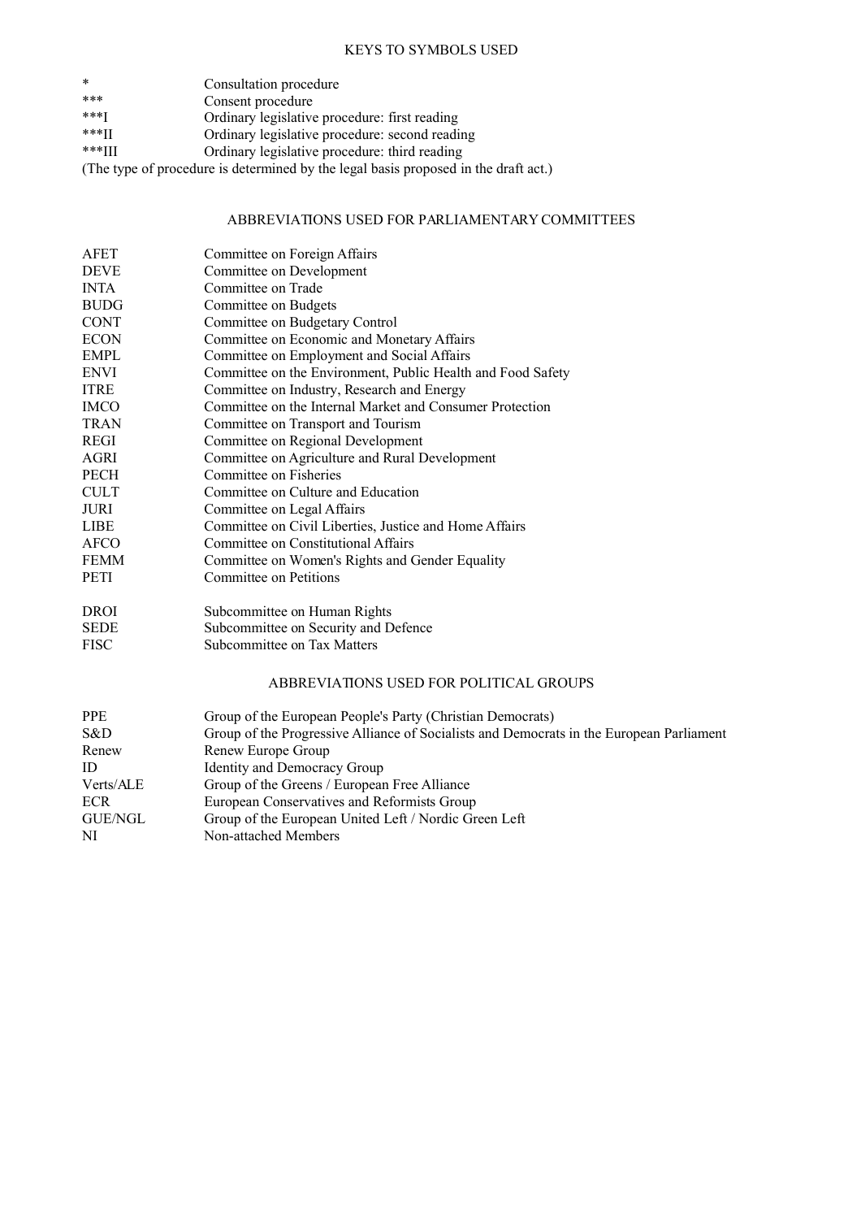## KEYS TO SYMBOLS USED

| | |
|---|---|
| * | Consultation procedure |
| *** | Consent procedure |
| ***I | Ordinary legislative procedure: first reading |
| ***II | Ordinary legislative procedure: second reading |
| ***III | Ordinary legislative procedure: third reading |

(The type of procedure is determined by the legal basis proposed in the draft act.)

## ABBREVIATIONS USED FOR PARLIAMENTARY COMMITTEES

| | |
|---|---|
| AFET | Committee on Foreign Affairs |
| DEVE | Committee on Development |
| INTA | Committee on Trade |
| BUDG | Committee on Budgets |
| CONT | Committee on Budgetary Control |
| ECON | Committee on Economic and Monetary Affairs |
| EMPL | Committee on Employment and Social Affairs |
| ENVI | Committee on the Environment, Public Health and Food Safety |
| ITRE | Committee on Industry, Research and Energy |
| IMCO | Committee on the Internal Market and Consumer Protection |
| TRAN | Committee on Transport and Tourism |
| REGI | Committee on Regional Development |
| AGRI | Committee on Agriculture and Rural Development |
| PECH | Committee on Fisheries |
| CULT | Committee on Culture and Education |
| JURI | Committee on Legal Affairs |
| LIBE | Committee on Civil Liberties, Justice and Home Affairs |
| AFCO | Committee on Constitutional Affairs |
| FEMM | Committee on Women's Rights and Gender Equality |
| PETI | Committee on Petitions |

| | |
|---|---|
| DROI | Subcommittee on Human Rights |
| SEDE | Subcommittee on Security and Defence |
| FISC | Subcommittee on Tax Matters |

## ABBREVIATIONS USED FOR POLITICAL GROUPS

| | |
|---|---|
| PPE | Group of the European People's Party (Christian Democrats) |
| S&D | Group of the Progressive Alliance of Socialists and Democrats in the European Parliament |
| Renew | Renew Europe Group |
| ID | Identity and Democracy Group |
| Verts/ALE | Group of the Greens / European Free Alliance |
| ECR | European Conservatives and Reformists Group |
| GUE/NGL | Group of the European United Left / Nordic Green Left |
| NI | Non-attached Members |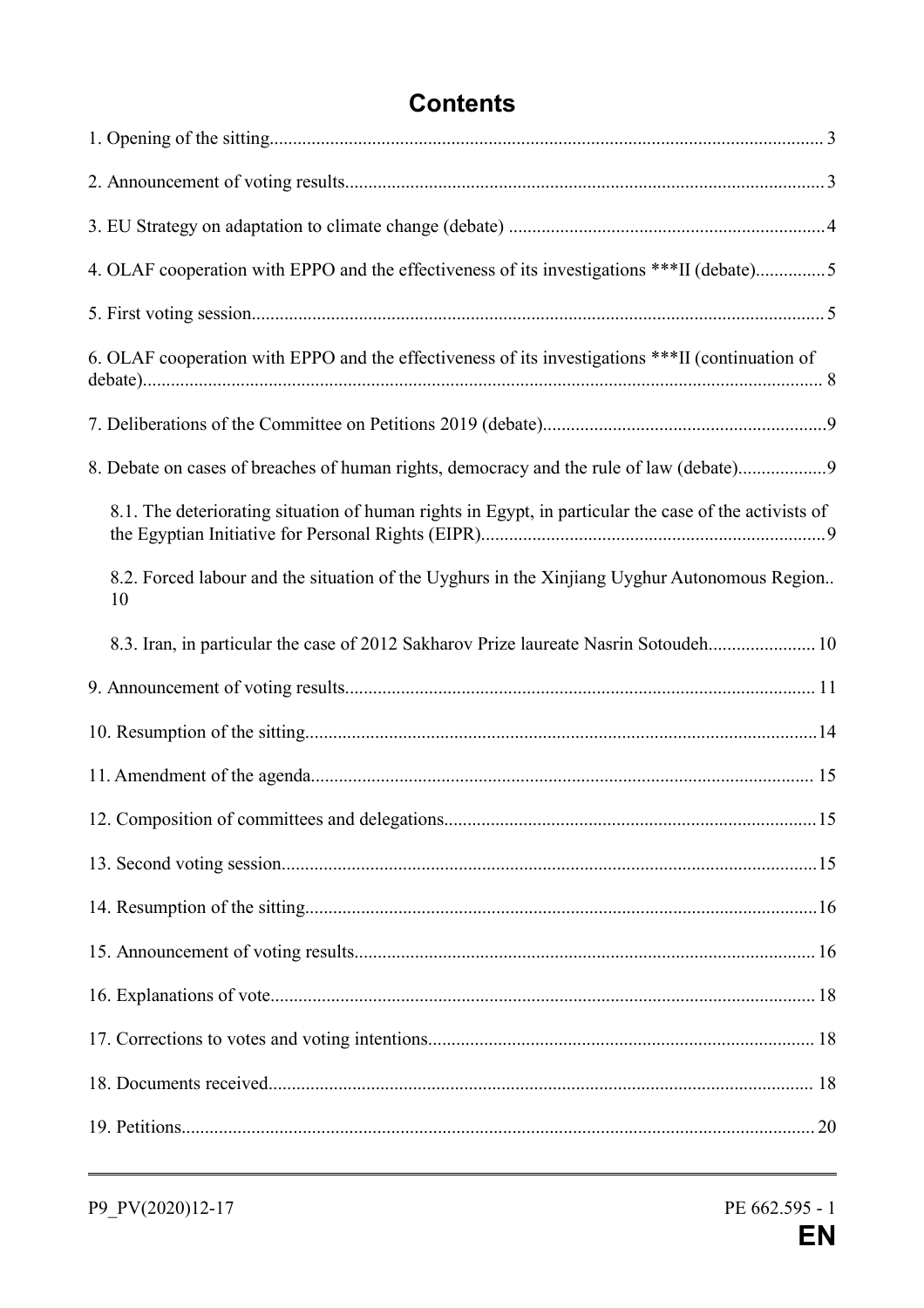# Contents

1. Opening of the sitting ..... 3

2. Announcement of voting results ..... 3

3. EU Strategy on adaptation to climate change (debate) ..... 4

4. OLAF cooperation with EPPO and the effectiveness of its investigations ***II (debate) ..... 5

5. First voting session ..... 5

6. OLAF cooperation with EPPO and the effectiveness of its investigations ***II (continuation of debate) ..... 8

7. Deliberations of the Committee on Petitions 2019 (debate) ..... 9

8. Debate on cases of breaches of human rights, democracy and the rule of law (debate) ..... 9

    8.1. The deteriorating situation of human rights in Egypt, in particular the case of the activists of the Egyptian Initiative for Personal Rights (EIPR) ..... 9

    8.2. Forced labour and the situation of the Uyghurs in the Xinjiang Uyghur Autonomous Region ..... 10

    8.3. Iran, in particular the case of 2012 Sakharov Prize laureate Nasrin Sotoudeh ..... 10

9. Announcement of voting results ..... 11

10. Resumption of the sitting ..... 14

11. Amendment of the agenda ..... 15

12. Composition of committees and delegations ..... 15

13. Second voting session ..... 15

14. Resumption of the sitting ..... 16

15. Announcement of voting results ..... 16

16. Explanations of vote ..... 18

17. Corrections to votes and voting intentions ..... 18

18. Documents received ..... 18

19. Petitions ..... 20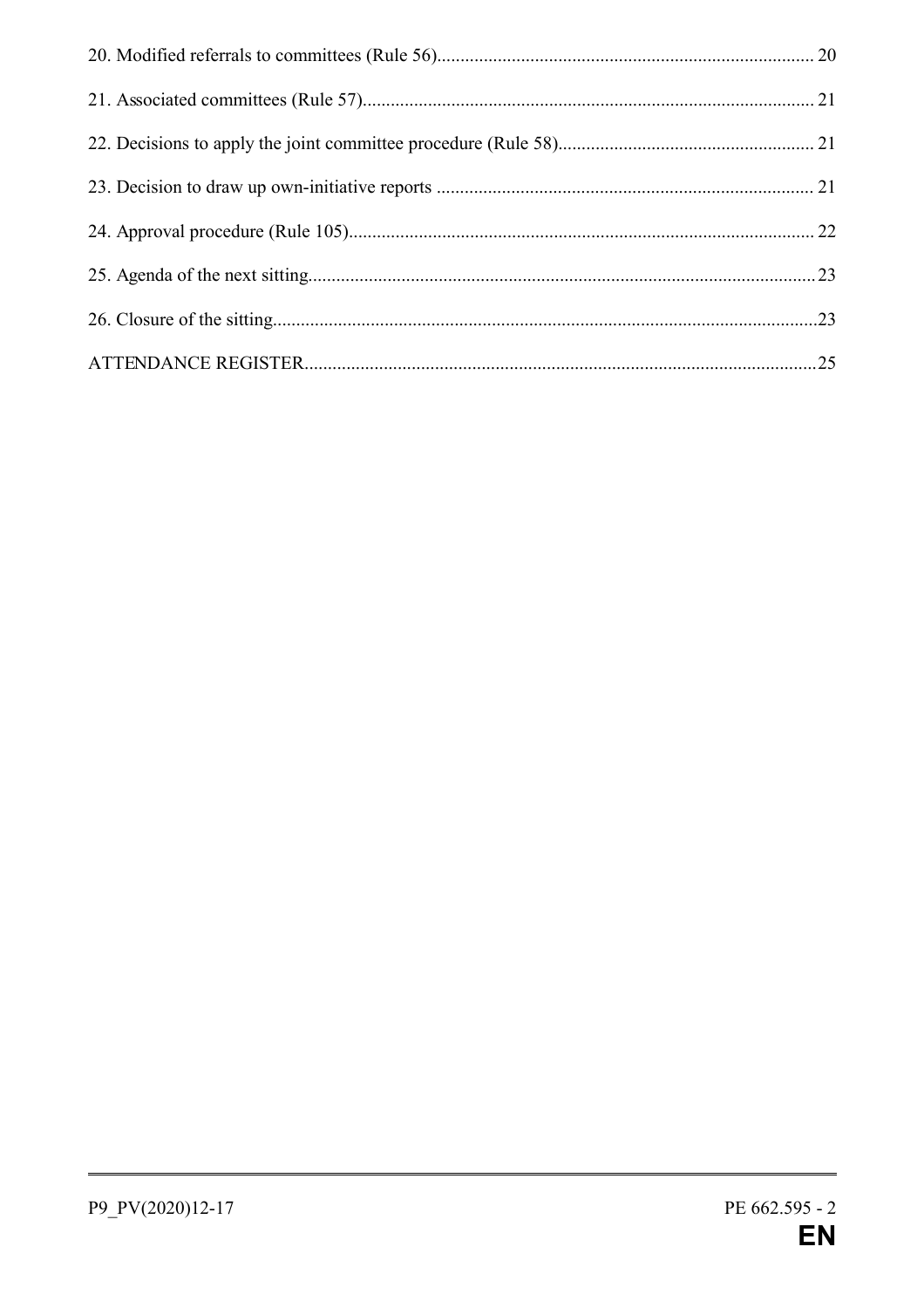20. Modified referrals to committees (Rule 56)................................................................................ 20

21. Associated committees (Rule 57)................................................................................................ 21

22. Decisions to apply the joint committee procedure (Rule 58)...................................................... 21

23. Decision to draw up own-initiative reports ................................................................................ 21

24. Approval procedure (Rule 105)................................................................................................... 22

25. Agenda of the next sitting............................................................................................................ 23

26. Closure of the sitting....................................................................................................................23

ATTENDANCE REGISTER.............................................................................................................25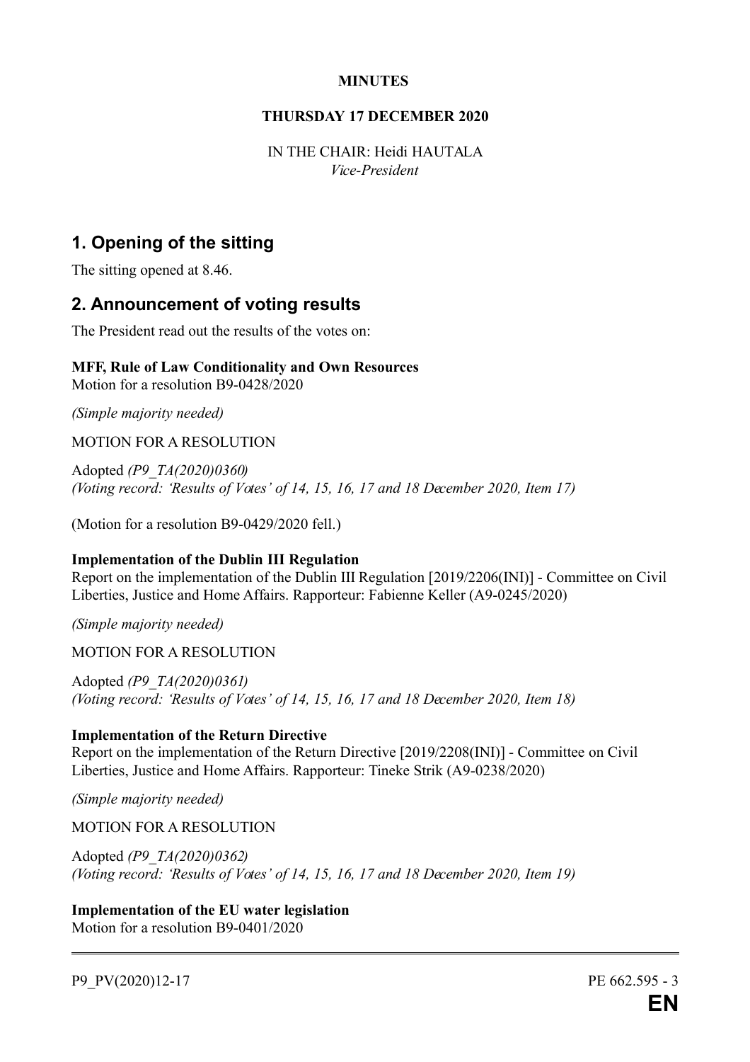**MINUTES**

**THURSDAY 17 DECEMBER 2020**

IN THE CHAIR: Heidi HAUTALA
*Vice-President*

## 1. Opening of the sitting

The sitting opened at 8.46.

## 2. Announcement of voting results

The President read out the results of the votes on:

**MFF, Rule of Law Conditionality and Own Resources**
Motion for a resolution B9-0428/2020

*(Simple majority needed)*

MOTION FOR A RESOLUTION

Adopted *(P9_TA(2020)0360)*
*(Voting record: 'Results of Votes' of 14, 15, 16, 17 and 18 December 2020, Item 17)*

(Motion for a resolution B9-0429/2020 fell.)

**Implementation of the Dublin III Regulation**
Report on the implementation of the Dublin III Regulation [2019/2206(INI)] - Committee on Civil Liberties, Justice and Home Affairs. Rapporteur: Fabienne Keller (A9-0245/2020)

*(Simple majority needed)*

MOTION FOR A RESOLUTION

Adopted *(P9_TA(2020)0361)*
*(Voting record: 'Results of Votes' of 14, 15, 16, 17 and 18 December 2020, Item 18)*

**Implementation of the Return Directive**
Report on the implementation of the Return Directive [2019/2208(INI)] - Committee on Civil Liberties, Justice and Home Affairs. Rapporteur: Tineke Strik (A9-0238/2020)

*(Simple majority needed)*

MOTION FOR A RESOLUTION

Adopted *(P9_TA(2020)0362)*
*(Voting record: 'Results of Votes' of 14, 15, 16, 17 and 18 December 2020, Item 19)*

**Implementation of the EU water legislation**
Motion for a resolution B9-0401/2020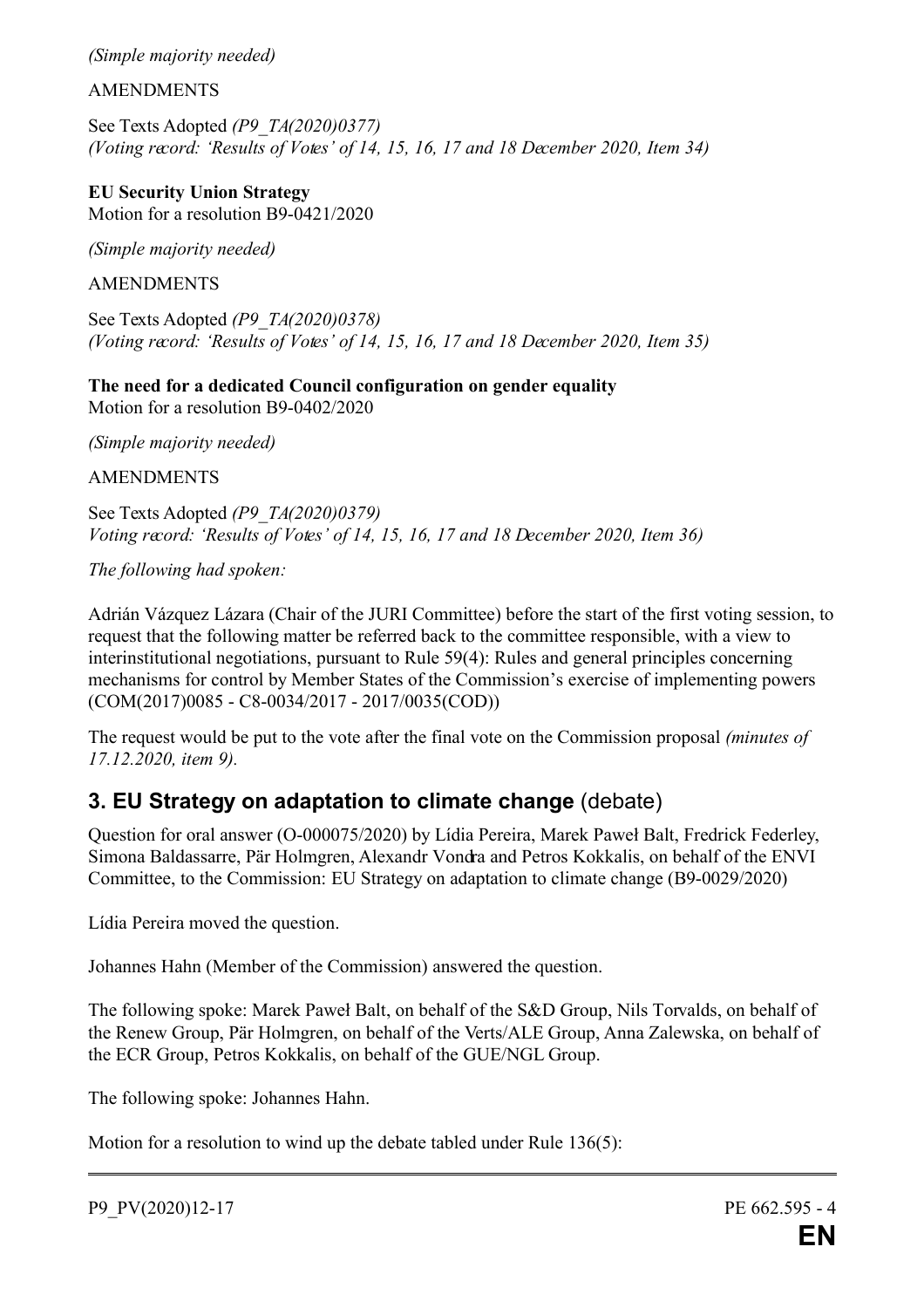*(Simple majority needed)*

AMENDMENTS

See Texts Adopted *(P9_TA(2020)0377)*
*(Voting record: 'Results of Votes' of 14, 15, 16, 17 and 18 December 2020, Item 34)*

**EU Security Union Strategy**
Motion for a resolution B9-0421/2020

*(Simple majority needed)*

AMENDMENTS

See Texts Adopted *(P9_TA(2020)0378)*
*(Voting record: 'Results of Votes' of 14, 15, 16, 17 and 18 December 2020, Item 35)*

**The need for a dedicated Council configuration on gender equality**
Motion for a resolution B9-0402/2020

*(Simple majority needed)*

AMENDMENTS

See Texts Adopted *(P9_TA(2020)0379)*
*Voting record: 'Results of Votes' of 14, 15, 16, 17 and 18 December 2020, Item 36)*

*The following had spoken:*

Adrián Vázquez Lázara (Chair of the JURI Committee) before the start of the first voting session, to request that the following matter be referred back to the committee responsible, with a view to interinstitutional negotiations, pursuant to Rule 59(4): Rules and general principles concerning mechanisms for control by Member States of the Commission's exercise of implementing powers (COM(2017)0085 - C8-0034/2017 - 2017/0035(COD))

The request would be put to the vote after the final vote on the Commission proposal *(minutes of 17.12.2020, item 9).*

## 3. EU Strategy on adaptation to climate change (debate)

Question for oral answer (O-000075/2020) by Lídia Pereira, Marek Paweł Balt, Fredrick Federley, Simona Baldassarre, Pär Holmgren, Alexandr Vondra and Petros Kokkalis, on behalf of the ENVI Committee, to the Commission: EU Strategy on adaptation to climate change (B9-0029/2020)

Lídia Pereira moved the question.

Johannes Hahn (Member of the Commission) answered the question.

The following spoke: Marek Paweł Balt, on behalf of the S&D Group, Nils Torvalds, on behalf of the Renew Group, Pär Holmgren, on behalf of the Verts/ALE Group, Anna Zalewska, on behalf of the ECR Group, Petros Kokkalis, on behalf of the GUE/NGL Group.

The following spoke: Johannes Hahn.

Motion for a resolution to wind up the debate tabled under Rule 136(5):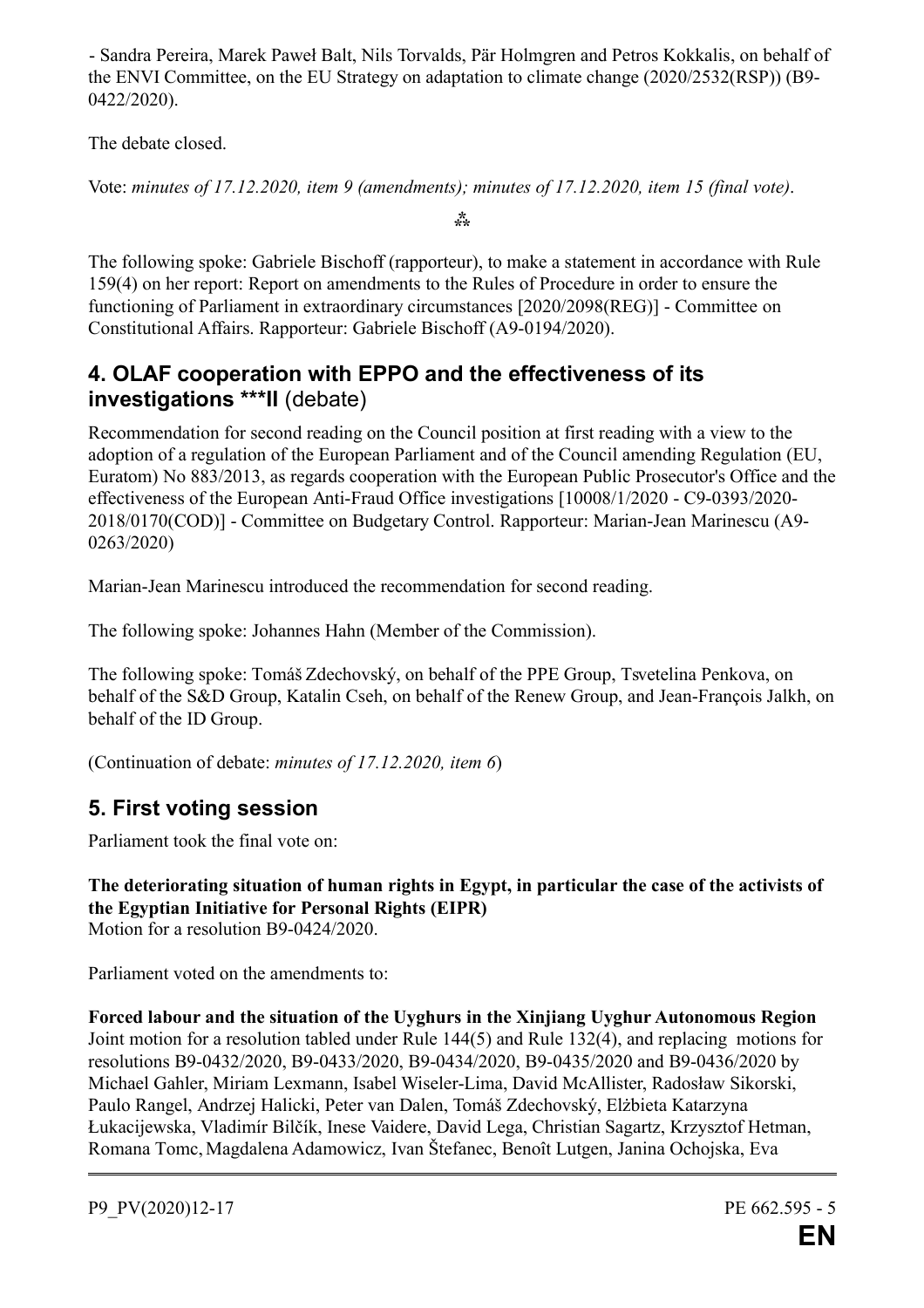- Sandra Pereira, Marek Paweł Balt, Nils Torvalds, Pär Holmgren and Petros Kokkalis, on behalf of the ENVI Committee, on the EU Strategy on adaptation to climate change (2020/2532(RSP)) (B9-0422/2020).

The debate closed.

Vote: *minutes of 17.12.2020, item 9 (amendments); minutes of 17.12.2020, item 15 (final vote)*.

⁂

The following spoke: Gabriele Bischoff (rapporteur), to make a statement in accordance with Rule 159(4) on her report: Report on amendments to the Rules of Procedure in order to ensure the functioning of Parliament in extraordinary circumstances [2020/2098(REG)] - Committee on Constitutional Affairs. Rapporteur: Gabriele Bischoff (A9-0194/2020).

## 4. OLAF cooperation with EPPO and the effectiveness of its investigations ***II (debate)

Recommendation for second reading on the Council position at first reading with a view to the adoption of a regulation of the European Parliament and of the Council amending Regulation (EU, Euratom) No 883/2013, as regards cooperation with the European Public Prosecutor's Office and the effectiveness of the European Anti-Fraud Office investigations [10008/1/2020 - C9-0393/2020- 2018/0170(COD)] - Committee on Budgetary Control. Rapporteur: Marian-Jean Marinescu (A9-0263/2020)

Marian-Jean Marinescu introduced the recommendation for second reading.

The following spoke: Johannes Hahn (Member of the Commission).

The following spoke: Tomáš Zdechovský, on behalf of the PPE Group, Tsvetelina Penkova, on behalf of the S&D Group, Katalin Cseh, on behalf of the Renew Group, and Jean-François Jalkh, on behalf of the ID Group.

(Continuation of debate: *minutes of 17.12.2020, item 6*)

## 5. First voting session

Parliament took the final vote on:

**The deteriorating situation of human rights in Egypt, in particular the case of the activists of the Egyptian Initiative for Personal Rights (EIPR)**
Motion for a resolution B9-0424/2020.

Parliament voted on the amendments to:

**Forced labour and the situation of the Uyghurs in the Xinjiang Uyghur Autonomous Region**
Joint motion for a resolution tabled under Rule 144(5) and Rule 132(4), and replacing motions for resolutions B9-0432/2020, B9-0433/2020, B9-0434/2020, B9-0435/2020 and B9-0436/2020 by Michael Gahler, Miriam Lexmann, Isabel Wiseler-Lima, David McAllister, Radosław Sikorski, Paulo Rangel, Andrzej Halicki, Peter van Dalen, Tomáš Zdechovský, Elżbieta Katarzyna Łukacijewska, Vladimír Bilčík, Inese Vaidere, David Lega, Christian Sagartz, Krzysztof Hetman, Romana Tomc, Magdalena Adamowicz, Ivan Štefanec, Benoît Lutgen, Janina Ochojska, Eva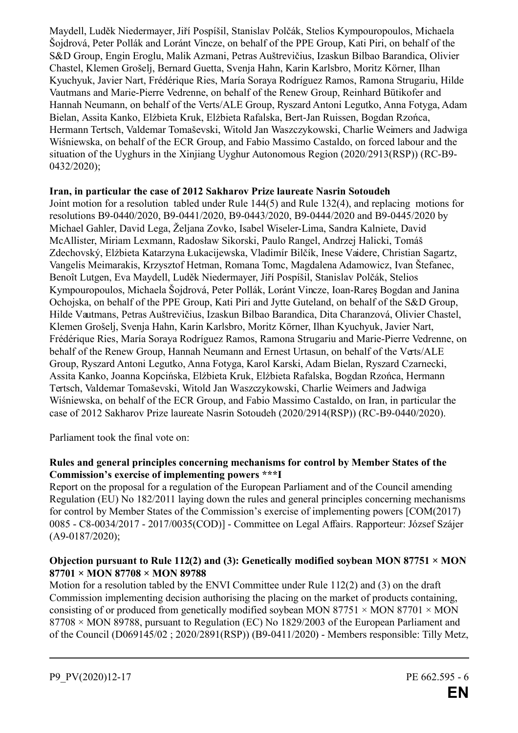Maydell, Luděk Niedermayer, Jiří Pospíšil, Stanislav Polčák, Stelios Kympouropoulos, Michaela Šojdrová, Peter Pollák and Loránt Vincze, on behalf of the PPE Group, Kati Piri, on behalf of the S&D Group, Engin Eroglu, Malik Azmani, Petras Auštrevičius, Izaskun Bilbao Barandica, Olivier Chastel, Klemen Grošelj, Bernard Guetta, Svenja Hahn, Karin Karlsbro, Moritz Körner, Ilhan Kyuchyuk, Javier Nart, Frédérique Ries, María Soraya Rodríguez Ramos, Ramona Strugariu, Hilde Vautmans and Marie-Pierre Vedrenne, on behalf of the Renew Group, Reinhard Bütikofer and Hannah Neumann, on behalf of the Verts/ALE Group, Ryszard Antoni Legutko, Anna Fotyga, Adam Bielan, Assita Kanko, Elżbieta Kruk, Elżbieta Rafalska, Bert-Jan Ruissen, Bogdan Rzońca, Hermann Tertsch, Valdemar Tomaševski, Witold Jan Waszczykowski, Charlie Weimers and Jadwiga Wiśniewska, on behalf of the ECR Group, and Fabio Massimo Castaldo, on forced labour and the situation of the Uyghurs in the Xinjiang Uyghur Autonomous Region (2020/2913(RSP)) (RC-B9-0432/2020);

**Iran, in particular the case of 2012 Sakharov Prize laureate Nasrin Sotoudeh**

Joint motion for a resolution tabled under Rule 144(5) and Rule 132(4), and replacing motions for resolutions B9-0440/2020, B9-0441/2020, B9-0443/2020, B9-0444/2020 and B9-0445/2020 by Michael Gahler, David Lega, Željana Zovko, Isabel Wiseler-Lima, Sandra Kalniete, David McAllister, Miriam Lexmann, Radosław Sikorski, Paulo Rangel, Andrzej Halicki, Tomáš Zdechovský, Elżbieta Katarzyna Łukacijewska, Vladimír Bilčík, Inese Vaidere, Christian Sagartz, Vangelis Meimarakis, Krzysztof Hetman, Romana Tomc, Magdalena Adamowicz, Ivan Štefanec, Benoît Lutgen, Eva Maydell, Luděk Niedermayer, Jiří Pospíšil, Stanislav Polčák, Stelios Kympouropoulos, Michaela Šojdrová, Peter Pollák, Loránt Vincze, Ioan-Rareş Bogdan and Janina Ochojska, on behalf of the PPE Group, Kati Piri and Jytte Guteland, on behalf of the S&D Group, Hilde Vautmans, Petras Auštrevičius, Izaskun Bilbao Barandica, Dita Charanzová, Olivier Chastel, Klemen Grošelj, Svenja Hahn, Karin Karlsbro, Moritz Körner, Ilhan Kyuchyuk, Javier Nart, Frédérique Ries, María Soraya Rodríguez Ramos, Ramona Strugariu and Marie-Pierre Vedrenne, on behalf of the Renew Group, Hannah Neumann and Ernest Urtasun, on behalf of the Verts/ALE Group, Ryszard Antoni Legutko, Anna Fotyga, Karol Karski, Adam Bielan, Ryszard Czarnecki, Assita Kanko, Joanna Kopcińska, Elżbieta Kruk, Elżbieta Rafalska, Bogdan Rzońca, Hermann Tertsch, Valdemar Tomaševski, Witold Jan Waszczykowski, Charlie Weimers and Jadwiga Wiśniewska, on behalf of the ECR Group, and Fabio Massimo Castaldo, on Iran, in particular the case of 2012 Sakharov Prize laureate Nasrin Sotoudeh (2020/2914(RSP)) (RC-B9-0440/2020).

Parliament took the final vote on:

**Rules and general principles concerning mechanisms for control by Member States of the Commission's exercise of implementing powers \*\*\*I**

Report on the proposal for a regulation of the European Parliament and of the Council amending Regulation (EU) No 182/2011 laying down the rules and general principles concerning mechanisms for control by Member States of the Commission's exercise of implementing powers [COM(2017) 0085 - C8-0034/2017 - 2017/0035(COD)] - Committee on Legal Affairs. Rapporteur: József Szájer (A9-0187/2020);

**Objection pursuant to Rule 112(2) and (3): Genetically modified soybean MON 87751 × MON 87701 × MON 87708 × MON 89788**

Motion for a resolution tabled by the ENVI Committee under Rule 112(2) and (3) on the draft Commission implementing decision authorising the placing on the market of products containing, consisting of or produced from genetically modified soybean MON 87751 × MON 87701 × MON 87708 × MON 89788, pursuant to Regulation (EC) No 1829/2003 of the European Parliament and of the Council (D069145/02 ; 2020/2891(RSP)) (B9-0411/2020) - Members responsible: Tilly Metz,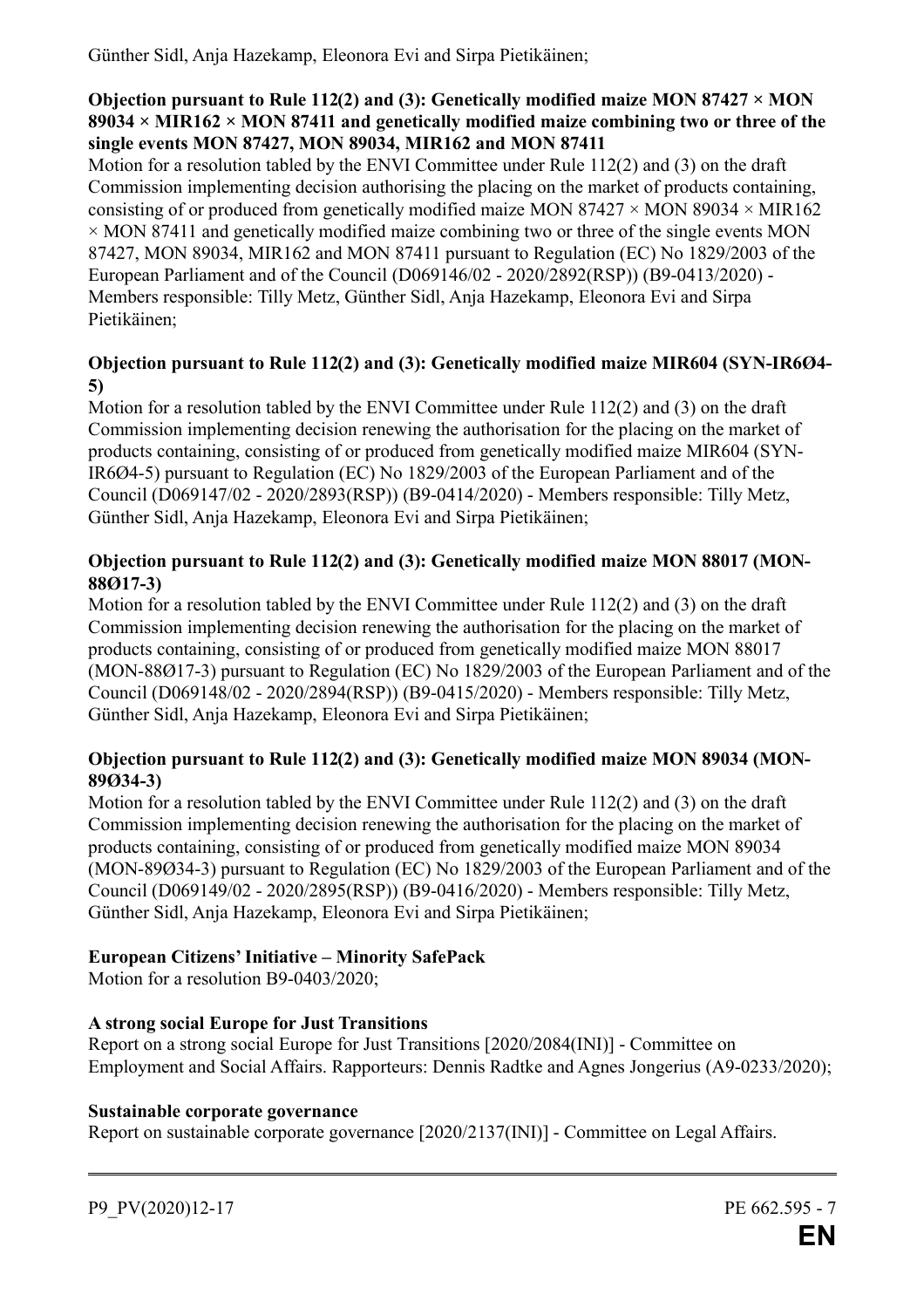Günther Sidl, Anja Hazekamp, Eleonora Evi and Sirpa Pietikäinen;

**Objection pursuant to Rule 112(2) and (3): Genetically modified maize MON 87427 × MON 89034 × MIR162 × MON 87411 and genetically modified maize combining two or three of the single events MON 87427, MON 89034, MIR162 and MON 87411**

Motion for a resolution tabled by the ENVI Committee under Rule 112(2) and (3) on the draft Commission implementing decision authorising the placing on the market of products containing, consisting of or produced from genetically modified maize MON 87427 × MON 89034 × MIR162 × MON 87411 and genetically modified maize combining two or three of the single events MON 87427, MON 89034, MIR162 and MON 87411 pursuant to Regulation (EC) No 1829/2003 of the European Parliament and of the Council (D069146/02 - 2020/2892(RSP)) (B9-0413/2020) - Members responsible: Tilly Metz, Günther Sidl, Anja Hazekamp, Eleonora Evi and Sirpa Pietikäinen;

**Objection pursuant to Rule 112(2) and (3): Genetically modified maize MIR604 (SYN-IR6Ø4-5)**

Motion for a resolution tabled by the ENVI Committee under Rule 112(2) and (3) on the draft Commission implementing decision renewing the authorisation for the placing on the market of products containing, consisting of or produced from genetically modified maize MIR604 (SYN-IR6Ø4-5) pursuant to Regulation (EC) No 1829/2003 of the European Parliament and of the Council (D069147/02 - 2020/2893(RSP)) (B9-0414/2020) - Members responsible: Tilly Metz, Günther Sidl, Anja Hazekamp, Eleonora Evi and Sirpa Pietikäinen;

**Objection pursuant to Rule 112(2) and (3): Genetically modified maize MON 88017 (MON-88Ø17-3)**

Motion for a resolution tabled by the ENVI Committee under Rule 112(2) and (3) on the draft Commission implementing decision renewing the authorisation for the placing on the market of products containing, consisting of or produced from genetically modified maize MON 88017 (MON-88Ø17-3) pursuant to Regulation (EC) No 1829/2003 of the European Parliament and of the Council (D069148/02 - 2020/2894(RSP)) (B9-0415/2020) - Members responsible: Tilly Metz, Günther Sidl, Anja Hazekamp, Eleonora Evi and Sirpa Pietikäinen;

**Objection pursuant to Rule 112(2) and (3): Genetically modified maize MON 89034 (MON-89Ø34-3)**

Motion for a resolution tabled by the ENVI Committee under Rule 112(2) and (3) on the draft Commission implementing decision renewing the authorisation for the placing on the market of products containing, consisting of or produced from genetically modified maize MON 89034 (MON-89Ø34-3) pursuant to Regulation (EC) No 1829/2003 of the European Parliament and of the Council (D069149/02 - 2020/2895(RSP)) (B9-0416/2020) - Members responsible: Tilly Metz, Günther Sidl, Anja Hazekamp, Eleonora Evi and Sirpa Pietikäinen;

**European Citizens' Initiative – Minority SafePack**

Motion for a resolution B9-0403/2020;

**A strong social Europe for Just Transitions**

Report on a strong social Europe for Just Transitions [2020/2084(INI)] - Committee on Employment and Social Affairs. Rapporteurs: Dennis Radtke and Agnes Jongerius (A9-0233/2020);

**Sustainable corporate governance**

Report on sustainable corporate governance [2020/2137(INI)] - Committee on Legal Affairs.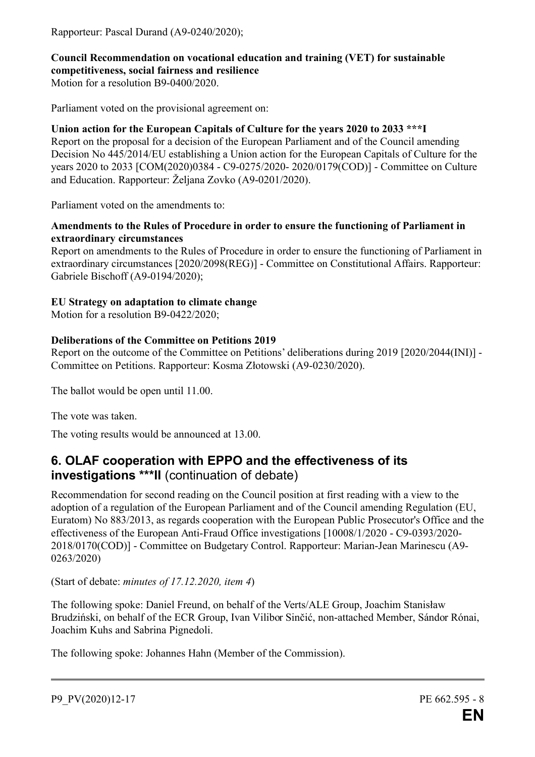Rapporteur: Pascal Durand (A9-0240/2020);

**Council Recommendation on vocational education and training (VET) for sustainable competitiveness, social fairness and resilience**
Motion for a resolution B9-0400/2020.

Parliament voted on the provisional agreement on:

**Union action for the European Capitals of Culture for the years 2020 to 2033 ***I**
Report on the proposal for a decision of the European Parliament and of the Council amending Decision No 445/2014/EU establishing a Union action for the European Capitals of Culture for the years 2020 to 2033 [COM(2020)0384 - C9-0275/2020- 2020/0179(COD)] - Committee on Culture and Education. Rapporteur: Željana Zovko (A9-0201/2020).

Parliament voted on the amendments to:

**Amendments to the Rules of Procedure in order to ensure the functioning of Parliament in extraordinary circumstances**
Report on amendments to the Rules of Procedure in order to ensure the functioning of Parliament in extraordinary circumstances [2020/2098(REG)] - Committee on Constitutional Affairs. Rapporteur: Gabriele Bischoff (A9-0194/2020);

**EU Strategy on adaptation to climate change**
Motion for a resolution B9-0422/2020;

**Deliberations of the Committee on Petitions 2019**
Report on the outcome of the Committee on Petitions' deliberations during 2019 [2020/2044(INI)] - Committee on Petitions. Rapporteur: Kosma Złotowski (A9-0230/2020).

The ballot would be open until 11.00.

The vote was taken.

The voting results would be announced at 13.00.

## 6. OLAF cooperation with EPPO and the effectiveness of its investigations ***II (continuation of debate)

Recommendation for second reading on the Council position at first reading with a view to the adoption of a regulation of the European Parliament and of the Council amending Regulation (EU, Euratom) No 883/2013, as regards cooperation with the European Public Prosecutor's Office and the effectiveness of the European Anti-Fraud Office investigations [10008/1/2020 - C9-0393/2020-2018/0170(COD)] - Committee on Budgetary Control. Rapporteur: Marian-Jean Marinescu (A9-0263/2020)

(Start of debate: *minutes of 17.12.2020, item 4*)

The following spoke: Daniel Freund, on behalf of the Verts/ALE Group, Joachim Stanisław Brudziński, on behalf of the ECR Group, Ivan Vilibor Sinčić, non-attached Member, Sándor Rónai, Joachim Kuhs and Sabrina Pignedoli.

The following spoke: Johannes Hahn (Member of the Commission).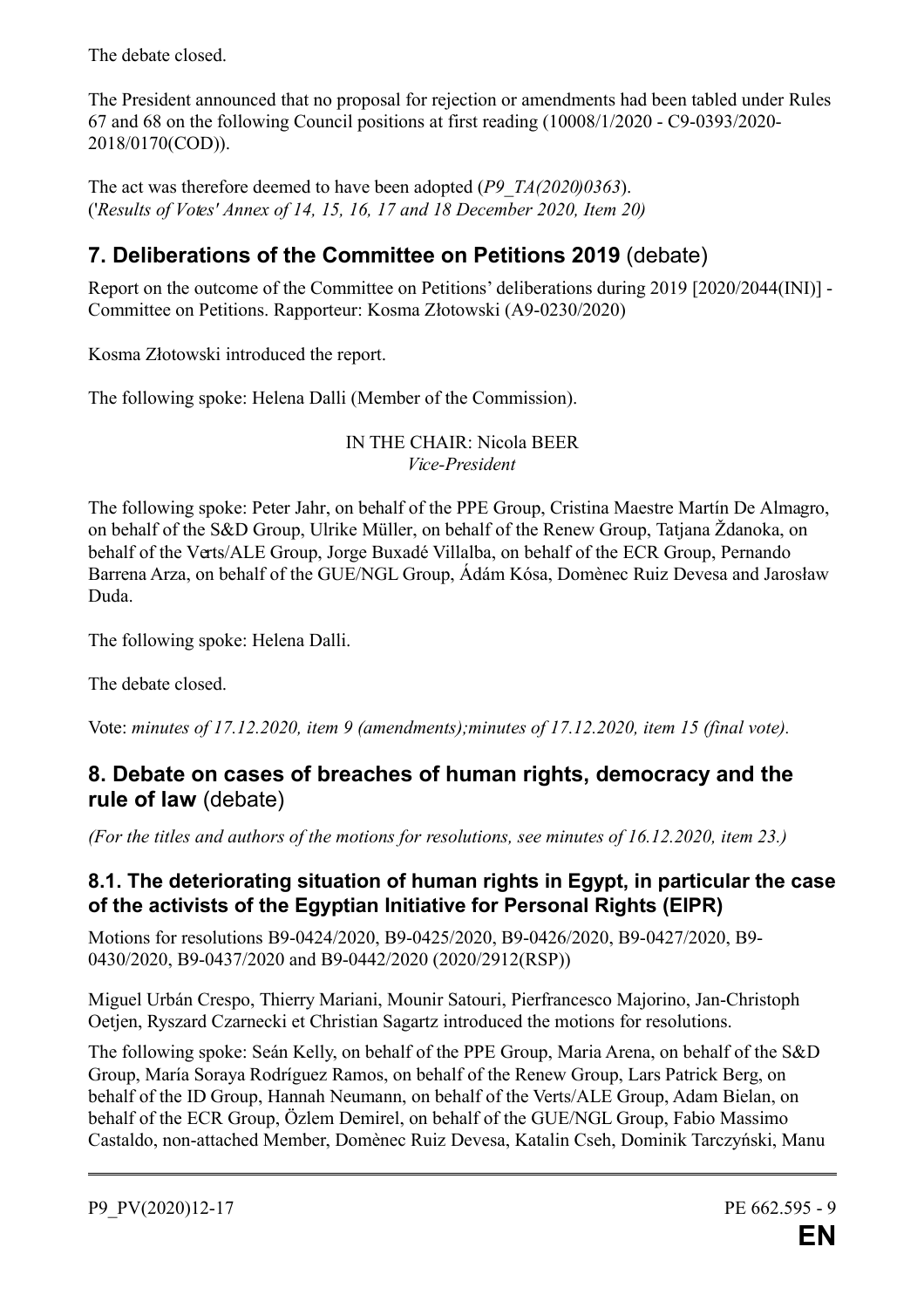The debate closed.

The President announced that no proposal for rejection or amendments had been tabled under Rules 67 and 68 on the following Council positions at first reading (10008/1/2020 - C9-0393/2020-2018/0170(COD)).

The act was therefore deemed to have been adopted (*P9_TA(2020)0363*).
('*Results of Votes' Annex of 14, 15, 16, 17 and 18 December 2020, Item 20)*

## 7. Deliberations of the Committee on Petitions 2019 (debate)

Report on the outcome of the Committee on Petitions' deliberations during 2019 [2020/2044(INI)] - Committee on Petitions. Rapporteur: Kosma Złotowski (A9-0230/2020)

Kosma Złotowski introduced the report.

The following spoke: Helena Dalli (Member of the Commission).

IN THE CHAIR: Nicola BEER
*Vice-President*

The following spoke: Peter Jahr, on behalf of the PPE Group, Cristina Maestre Martín De Almagro, on behalf of the S&D Group, Ulrike Müller, on behalf of the Renew Group, Tatjana Ždanoka, on behalf of the Verts/ALE Group, Jorge Buxadé Villalba, on behalf of the ECR Group, Pernando Barrena Arza, on behalf of the GUE/NGL Group, Ádám Kósa, Domènec Ruiz Devesa and Jarosław Duda.

The following spoke: Helena Dalli.

The debate closed.

Vote: *minutes of 17.12.2020, item 9 (amendments);minutes of 17.12.2020, item 15 (final vote).*

## 8. Debate on cases of breaches of human rights, democracy and the rule of law (debate)

*(For the titles and authors of the motions for resolutions, see minutes of 16.12.2020, item 23.)*

### 8.1. The deteriorating situation of human rights in Egypt, in particular the case of the activists of the Egyptian Initiative for Personal Rights (EIPR)

Motions for resolutions B9-0424/2020, B9-0425/2020, B9-0426/2020, B9-0427/2020, B9-0430/2020, B9-0437/2020 and B9-0442/2020 (2020/2912(RSP))

Miguel Urbán Crespo, Thierry Mariani, Mounir Satouri, Pierfrancesco Majorino, Jan-Christoph Oetjen, Ryszard Czarnecki et Christian Sagartz introduced the motions for resolutions.

The following spoke: Seán Kelly, on behalf of the PPE Group, Maria Arena, on behalf of the S&D Group, María Soraya Rodríguez Ramos, on behalf of the Renew Group, Lars Patrick Berg, on behalf of the ID Group, Hannah Neumann, on behalf of the Verts/ALE Group, Adam Bielan, on behalf of the ECR Group, Özlem Demirel, on behalf of the GUE/NGL Group, Fabio Massimo Castaldo, non-attached Member, Domènec Ruiz Devesa, Katalin Cseh, Dominik Tarczyński, Manu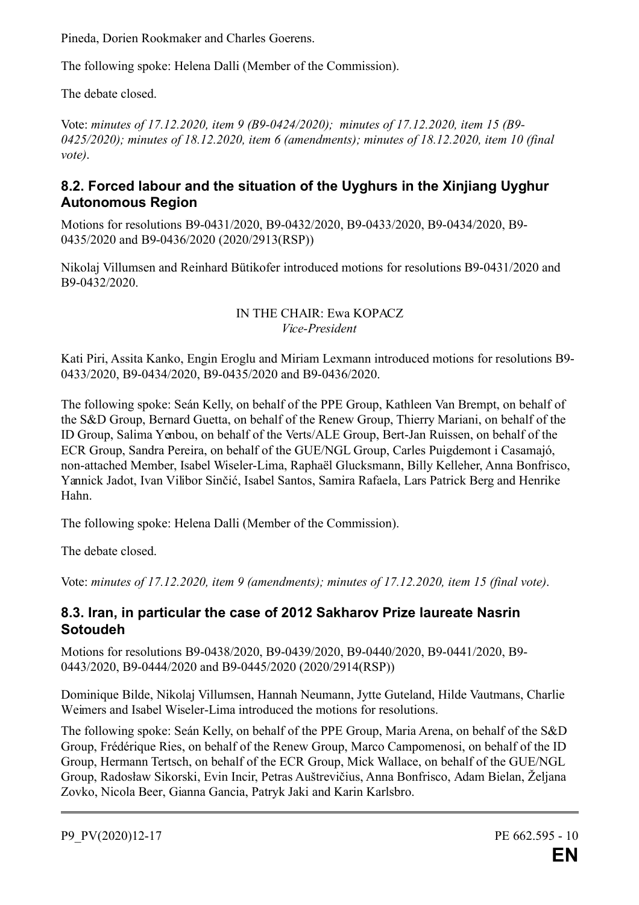Pineda, Dorien Rookmaker and Charles Goerens.

The following spoke: Helena Dalli (Member of the Commission).

The debate closed.

Vote: *minutes of 17.12.2020, item 9 (B9-0424/2020); minutes of 17.12.2020, item 15 (B9-0425/2020); minutes of 18.12.2020, item 6 (amendments); minutes of 18.12.2020, item 10 (final vote)*.

### 8.2. Forced labour and the situation of the Uyghurs in the Xinjiang Uyghur Autonomous Region

Motions for resolutions B9-0431/2020, B9-0432/2020, B9-0433/2020, B9-0434/2020, B9-0435/2020 and B9-0436/2020 (2020/2913(RSP))

Nikolaj Villumsen and Reinhard Bütikofer introduced motions for resolutions B9-0431/2020 and B9-0432/2020.

IN THE CHAIR: Ewa KOPACZ
*Vice-President*

Kati Piri, Assita Kanko, Engin Eroglu and Miriam Lexmann introduced motions for resolutions B9-0433/2020, B9-0434/2020, B9-0435/2020 and B9-0436/2020.

The following spoke: Seán Kelly, on behalf of the PPE Group, Kathleen Van Brempt, on behalf of the S&D Group, Bernard Guetta, on behalf of the Renew Group, Thierry Mariani, on behalf of the ID Group, Salima Yenbou, on behalf of the Verts/ALE Group, Bert-Jan Ruissen, on behalf of the ECR Group, Sandra Pereira, on behalf of the GUE/NGL Group, Carles Puigdemont i Casamajó, non-attached Member, Isabel Wiseler-Lima, Raphaël Glucksmann, Billy Kelleher, Anna Bonfrisco, Yannick Jadot, Ivan Vilibor Sinčić, Isabel Santos, Samira Rafaela, Lars Patrick Berg and Henrike Hahn.

The following spoke: Helena Dalli (Member of the Commission).

The debate closed.

Vote: *minutes of 17.12.2020, item 9 (amendments); minutes of 17.12.2020, item 15 (final vote)*.

### 8.3. Iran, in particular the case of 2012 Sakharov Prize laureate Nasrin Sotoudeh

Motions for resolutions B9-0438/2020, B9-0439/2020, B9-0440/2020, B9-0441/2020, B9-0443/2020, B9-0444/2020 and B9-0445/2020 (2020/2914(RSP))

Dominique Bilde, Nikolaj Villumsen, Hannah Neumann, Jytte Guteland, Hilde Vautmans, Charlie Weimers and Isabel Wiseler-Lima introduced the motions for resolutions.

The following spoke: Seán Kelly, on behalf of the PPE Group, Maria Arena, on behalf of the S&D Group, Frédérique Ries, on behalf of the Renew Group, Marco Campomenosi, on behalf of the ID Group, Hermann Tertsch, on behalf of the ECR Group, Mick Wallace, on behalf of the GUE/NGL Group, Radosław Sikorski, Evin Incir, Petras Auštrevičius, Anna Bonfrisco, Adam Bielan, Željana Zovko, Nicola Beer, Gianna Gancia, Patryk Jaki and Karin Karlsbro.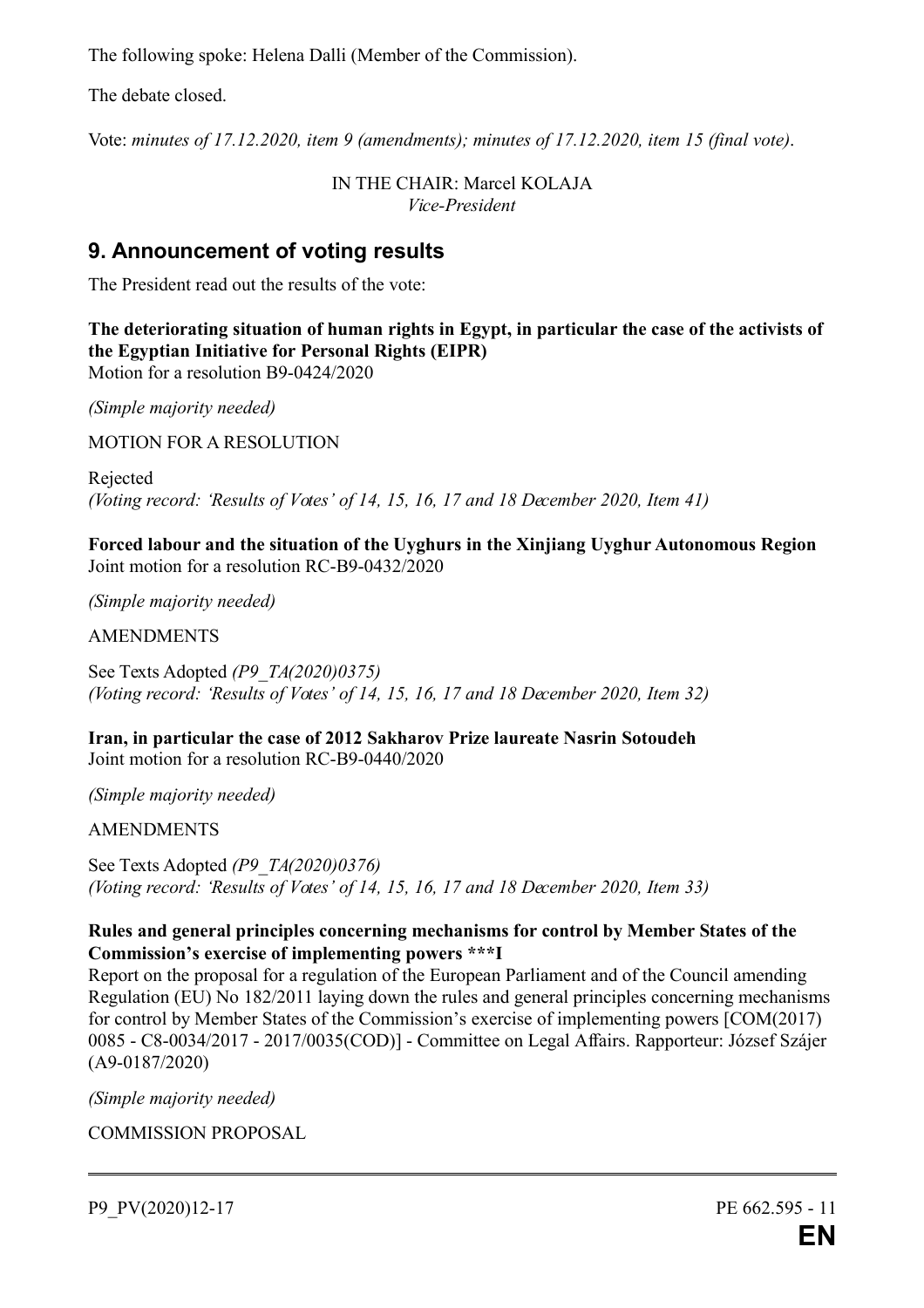The following spoke: Helena Dalli (Member of the Commission).

The debate closed.

Vote: *minutes of 17.12.2020, item 9 (amendments); minutes of 17.12.2020, item 15 (final vote)*.

IN THE CHAIR: Marcel KOLAJA
*Vice-President*

## 9. Announcement of voting results

The President read out the results of the vote:

**The deteriorating situation of human rights in Egypt, in particular the case of the activists of the Egyptian Initiative for Personal Rights (EIPR)**
Motion for a resolution B9-0424/2020

*(Simple majority needed)*

MOTION FOR A RESOLUTION

Rejected
*(Voting record: 'Results of Votes' of 14, 15, 16, 17 and 18 December 2020, Item 41)*

**Forced labour and the situation of the Uyghurs in the Xinjiang Uyghur Autonomous Region**
Joint motion for a resolution RC-B9-0432/2020

*(Simple majority needed)*

AMENDMENTS

See Texts Adopted *(P9_TA(2020)0375)*
*(Voting record: 'Results of Votes' of 14, 15, 16, 17 and 18 December 2020, Item 32)*

**Iran, in particular the case of 2012 Sakharov Prize laureate Nasrin Sotoudeh**
Joint motion for a resolution RC-B9-0440/2020

*(Simple majority needed)*

AMENDMENTS

See Texts Adopted *(P9_TA(2020)0376)*
*(Voting record: 'Results of Votes' of 14, 15, 16, 17 and 18 December 2020, Item 33)*

**Rules and general principles concerning mechanisms for control by Member States of the Commission's exercise of implementing powers \*\*\*I**
Report on the proposal for a regulation of the European Parliament and of the Council amending Regulation (EU) No 182/2011 laying down the rules and general principles concerning mechanisms for control by Member States of the Commission's exercise of implementing powers [COM(2017) 0085 - C8-0034/2017 - 2017/0035(COD)] - Committee on Legal Affairs. Rapporteur: József Szájer (A9-0187/2020)

*(Simple majority needed)*

COMMISSION PROPOSAL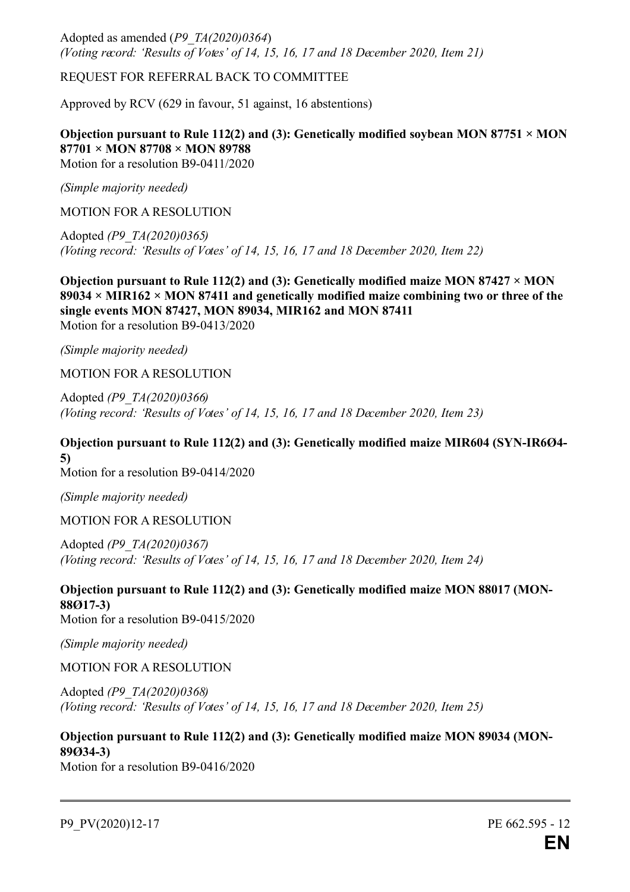Adopted as amended (*P9_TA(2020)0364*)
*(Voting record: 'Results of Votes' of 14, 15, 16, 17 and 18 December 2020, Item 21)*

REQUEST FOR REFERRAL BACK TO COMMITTEE

Approved by RCV (629 in favour, 51 against, 16 abstentions)

**Objection pursuant to Rule 112(2) and (3): Genetically modified soybean MON 87751 × MON 87701 × MON 87708 × MON 89788**
Motion for a resolution B9-0411/2020

*(Simple majority needed)*

MOTION FOR A RESOLUTION

Adopted *(P9_TA(2020)0365)*
*(Voting record: 'Results of Votes' of 14, 15, 16, 17 and 18 December 2020, Item 22)*

**Objection pursuant to Rule 112(2) and (3): Genetically modified maize MON 87427 × MON 89034 × MIR162 × MON 87411 and genetically modified maize combining two or three of the single events MON 87427, MON 89034, MIR162 and MON 87411**
Motion for a resolution B9-0413/2020

*(Simple majority needed)*

MOTION FOR A RESOLUTION

Adopted *(P9_TA(2020)0366)*
*(Voting record: 'Results of Votes' of 14, 15, 16, 17 and 18 December 2020, Item 23)*

**Objection pursuant to Rule 112(2) and (3): Genetically modified maize MIR604 (SYN-IR6Ø4-5)**
Motion for a resolution B9-0414/2020

*(Simple majority needed)*

MOTION FOR A RESOLUTION

Adopted *(P9_TA(2020)0367)*
*(Voting record: 'Results of Votes' of 14, 15, 16, 17 and 18 December 2020, Item 24)*

**Objection pursuant to Rule 112(2) and (3): Genetically modified maize MON 88017 (MON-88Ø17-3)**
Motion for a resolution B9-0415/2020

*(Simple majority needed)*

MOTION FOR A RESOLUTION

Adopted *(P9_TA(2020)0368)*
*(Voting record: 'Results of Votes' of 14, 15, 16, 17 and 18 December 2020, Item 25)*

**Objection pursuant to Rule 112(2) and (3): Genetically modified maize MON 89034 (MON-89Ø34-3)**
Motion for a resolution B9-0416/2020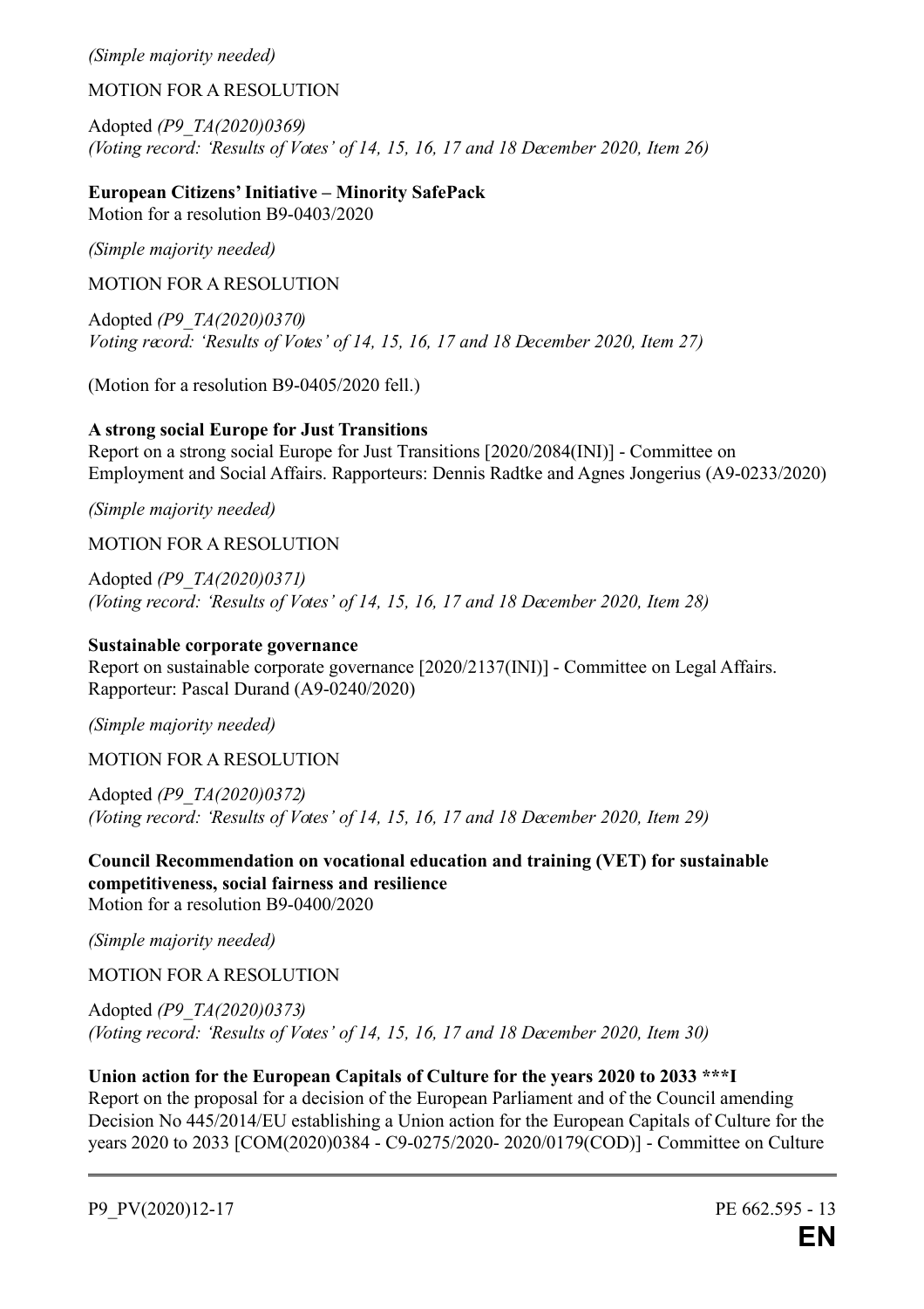*(Simple majority needed)*

MOTION FOR A RESOLUTION

Adopted *(P9_TA(2020)0369)*
*(Voting record: 'Results of Votes' of 14, 15, 16, 17 and 18 December 2020, Item 26)*

**European Citizens' Initiative – Minority SafePack**
Motion for a resolution B9-0403/2020

*(Simple majority needed)*

MOTION FOR A RESOLUTION

Adopted *(P9_TA(2020)0370)*
*Voting record: 'Results of Votes' of 14, 15, 16, 17 and 18 December 2020, Item 27)*

(Motion for a resolution B9-0405/2020 fell.)

**A strong social Europe for Just Transitions**
Report on a strong social Europe for Just Transitions [2020/2084(INI)] - Committee on Employment and Social Affairs. Rapporteurs: Dennis Radtke and Agnes Jongerius (A9-0233/2020)

*(Simple majority needed)*

MOTION FOR A RESOLUTION

Adopted *(P9_TA(2020)0371)*
*(Voting record: 'Results of Votes' of 14, 15, 16, 17 and 18 December 2020, Item 28)*

**Sustainable corporate governance**
Report on sustainable corporate governance [2020/2137(INI)] - Committee on Legal Affairs. Rapporteur: Pascal Durand (A9-0240/2020)

*(Simple majority needed)*

MOTION FOR A RESOLUTION

Adopted *(P9_TA(2020)0372)*
*(Voting record: 'Results of Votes' of 14, 15, 16, 17 and 18 December 2020, Item 29)*

**Council Recommendation on vocational education and training (VET) for sustainable competitiveness, social fairness and resilience**
Motion for a resolution B9-0400/2020

*(Simple majority needed)*

MOTION FOR A RESOLUTION

Adopted *(P9_TA(2020)0373)*
*(Voting record: 'Results of Votes' of 14, 15, 16, 17 and 18 December 2020, Item 30)*

**Union action for the European Capitals of Culture for the years 2020 to 2033 \*\*\*I**
Report on the proposal for a decision of the European Parliament and of the Council amending Decision No 445/2014/EU establishing a Union action for the European Capitals of Culture for the years 2020 to 2033 [COM(2020)0384 - C9-0275/2020- 2020/0179(COD)] - Committee on Culture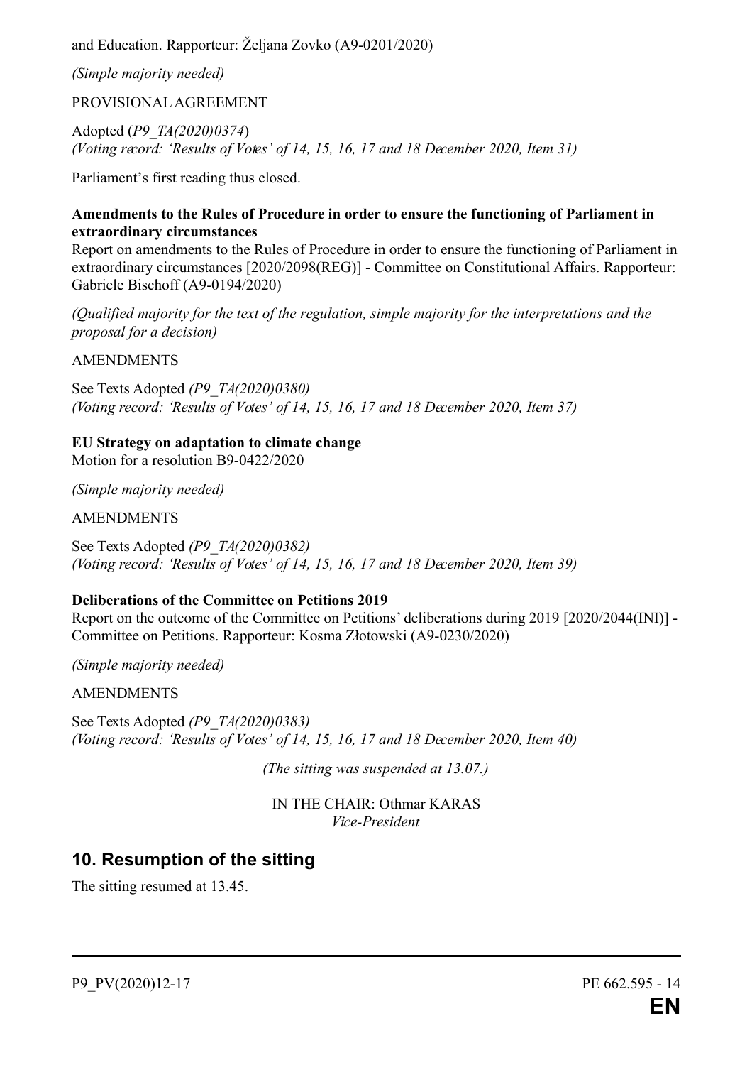and Education. Rapporteur: Željana Zovko (A9-0201/2020)

*(Simple majority needed)*

PROVISIONAL AGREEMENT

Adopted (*P9_TA(2020)0374*)
*(Voting record: 'Results of Votes' of 14, 15, 16, 17 and 18 December 2020, Item 31)*

Parliament's first reading thus closed.

**Amendments to the Rules of Procedure in order to ensure the functioning of Parliament in extraordinary circumstances**
Report on amendments to the Rules of Procedure in order to ensure the functioning of Parliament in extraordinary circumstances [2020/2098(REG)] - Committee on Constitutional Affairs. Rapporteur: Gabriele Bischoff (A9-0194/2020)

*(Qualified majority for the text of the regulation, simple majority for the interpretations and the proposal for a decision)*

AMENDMENTS

See Texts Adopted *(P9_TA(2020)0380)*
*(Voting record: 'Results of Votes' of 14, 15, 16, 17 and 18 December 2020, Item 37)*

**EU Strategy on adaptation to climate change**
Motion for a resolution B9-0422/2020

*(Simple majority needed)*

AMENDMENTS

See Texts Adopted *(P9_TA(2020)0382)*
*(Voting record: 'Results of Votes' of 14, 15, 16, 17 and 18 December 2020, Item 39)*

**Deliberations of the Committee on Petitions 2019**
Report on the outcome of the Committee on Petitions' deliberations during 2019 [2020/2044(INI)] - Committee on Petitions. Rapporteur: Kosma Złotowski (A9-0230/2020)

*(Simple majority needed)*

AMENDMENTS

See Texts Adopted *(P9_TA(2020)0383)*
*(Voting record: 'Results of Votes' of 14, 15, 16, 17 and 18 December 2020, Item 40)*

*(The sitting was suspended at 13.07.)*

IN THE CHAIR: Othmar KARAS
*Vice-President*

## 10. Resumption of the sitting

The sitting resumed at 13.45.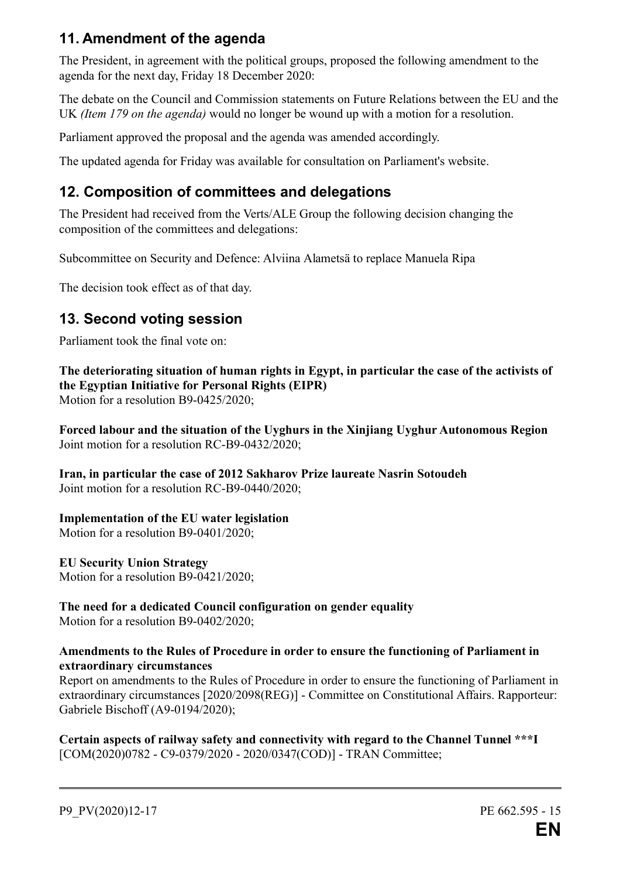## 11. Amendment of the agenda

The President, in agreement with the political groups, proposed the following amendment to the agenda for the next day, Friday 18 December 2020:

The debate on the Council and Commission statements on Future Relations between the EU and the UK *(Item 179 on the agenda)* would no longer be wound up with a motion for a resolution.

Parliament approved the proposal and the agenda was amended accordingly.

The updated agenda for Friday was available for consultation on Parliament's website.

## 12. Composition of committees and delegations

The President had received from the Verts/ALE Group the following decision changing the composition of the committees and delegations:

Subcommittee on Security and Defence: Alviina Alametsä to replace Manuela Ripa

The decision took effect as of that day.

## 13. Second voting session

Parliament took the final vote on:

**The deteriorating situation of human rights in Egypt, in particular the case of the activists of the Egyptian Initiative for Personal Rights (EIPR)**
Motion for a resolution B9-0425/2020;

**Forced labour and the situation of the Uyghurs in the Xinjiang Uyghur Autonomous Region**
Joint motion for a resolution RC-B9-0432/2020;

**Iran, in particular the case of 2012 Sakharov Prize laureate Nasrin Sotoudeh**
Joint motion for a resolution RC-B9-0440/2020;

**Implementation of the EU water legislation**
Motion for a resolution B9-0401/2020;

**EU Security Union Strategy**
Motion for a resolution B9-0421/2020;

**The need for a dedicated Council configuration on gender equality**
Motion for a resolution B9-0402/2020;

**Amendments to the Rules of Procedure in order to ensure the functioning of Parliament in extraordinary circumstances**
Report on amendments to the Rules of Procedure in order to ensure the functioning of Parliament in extraordinary circumstances [2020/2098(REG)] - Committee on Constitutional Affairs. Rapporteur: Gabriele Bischoff (A9-0194/2020);

**Certain aspects of railway safety and connectivity with regard to the Channel Tunnel \*\*\*I**
[COM(2020)0782 - C9-0379/2020 - 2020/0347(COD)] - TRAN Committee;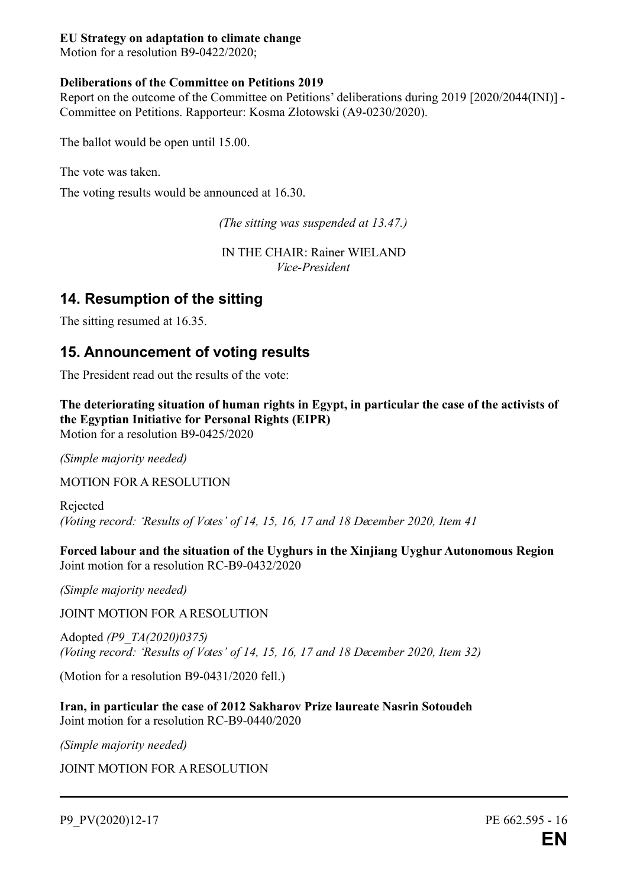**EU Strategy on adaptation to climate change**
Motion for a resolution B9-0422/2020;

**Deliberations of the Committee on Petitions 2019**
Report on the outcome of the Committee on Petitions' deliberations during 2019 [2020/2044(INI)] - Committee on Petitions. Rapporteur: Kosma Złotowski (A9-0230/2020).

The ballot would be open until 15.00.

The vote was taken.

The voting results would be announced at 16.30.

*(The sitting was suspended at 13.47.)*

IN THE CHAIR: Rainer WIELAND
*Vice-President*

## 14. Resumption of the sitting

The sitting resumed at 16.35.

## 15. Announcement of voting results

The President read out the results of the vote:

**The deteriorating situation of human rights in Egypt, in particular the case of the activists of the Egyptian Initiative for Personal Rights (EIPR)**
Motion for a resolution B9-0425/2020

*(Simple majority needed)*

MOTION FOR A RESOLUTION

Rejected
*(Voting record: 'Results of Votes' of 14, 15, 16, 17 and 18 December 2020, Item 41*

**Forced labour and the situation of the Uyghurs in the Xinjiang Uyghur Autonomous Region**
Joint motion for a resolution RC-B9-0432/2020

*(Simple majority needed)*

JOINT MOTION FOR A RESOLUTION

Adopted *(P9_TA(2020)0375)*
*(Voting record: 'Results of Votes' of 14, 15, 16, 17 and 18 December 2020, Item 32)*

(Motion for a resolution B9-0431/2020 fell.)

**Iran, in particular the case of 2012 Sakharov Prize laureate Nasrin Sotoudeh**
Joint motion for a resolution RC-B9-0440/2020

*(Simple majority needed)*

JOINT MOTION FOR A RESOLUTION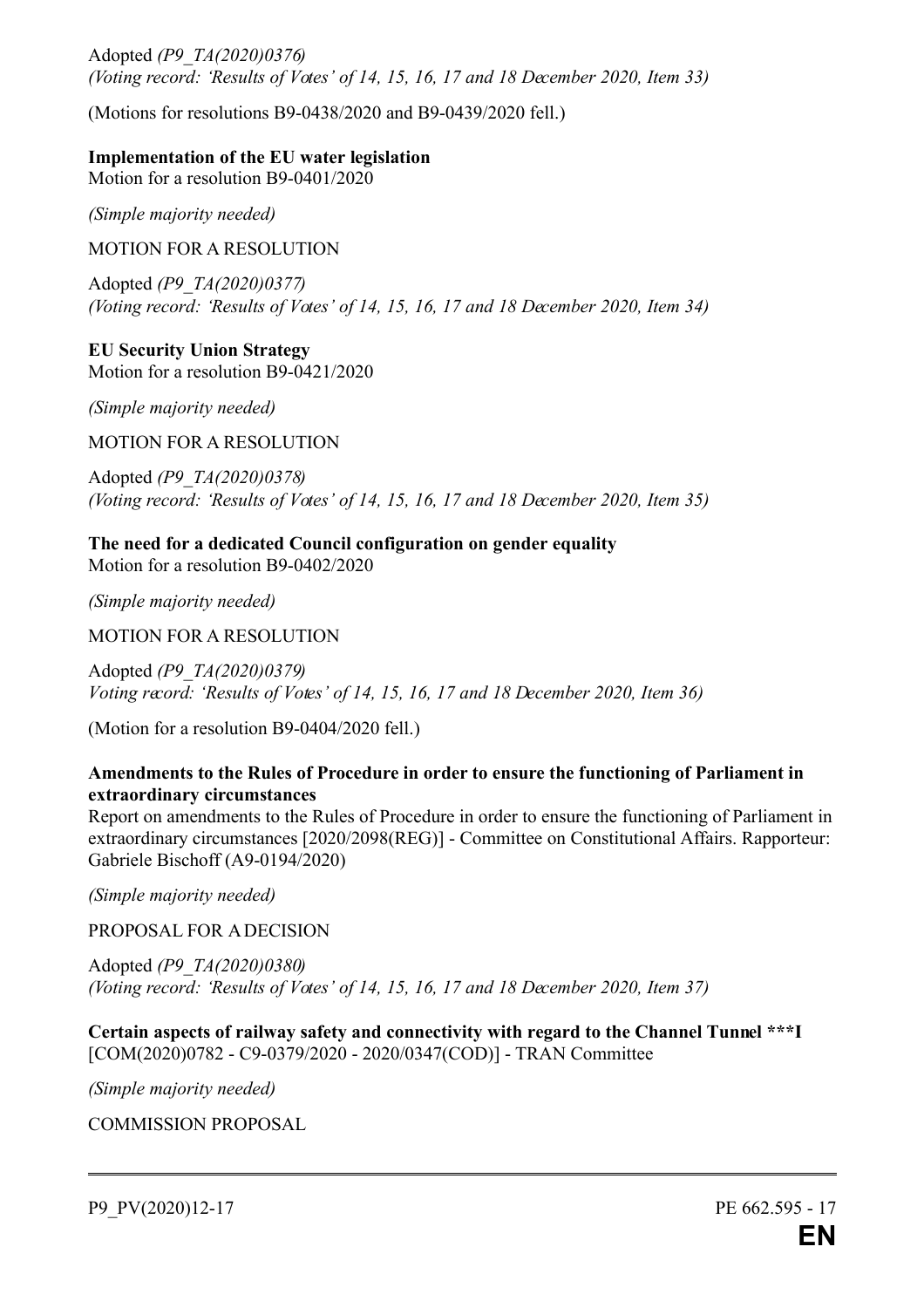Adopted *(P9_TA(2020)0376)*
*(Voting record: 'Results of Votes' of 14, 15, 16, 17 and 18 December 2020, Item 33)*

(Motions for resolutions B9-0438/2020 and B9-0439/2020 fell.)

**Implementation of the EU water legislation**
Motion for a resolution B9-0401/2020

*(Simple majority needed)*

MOTION FOR A RESOLUTION

Adopted *(P9_TA(2020)0377)*
*(Voting record: 'Results of Votes' of 14, 15, 16, 17 and 18 December 2020, Item 34)*

**EU Security Union Strategy**
Motion for a resolution B9-0421/2020

*(Simple majority needed)*

MOTION FOR A RESOLUTION

Adopted *(P9_TA(2020)0378)*
*(Voting record: 'Results of Votes' of 14, 15, 16, 17 and 18 December 2020, Item 35)*

**The need for a dedicated Council configuration on gender equality**
Motion for a resolution B9-0402/2020

*(Simple majority needed)*

MOTION FOR A RESOLUTION

Adopted *(P9_TA(2020)0379)*
*Voting record: 'Results of Votes' of 14, 15, 16, 17 and 18 December 2020, Item 36)*

(Motion for a resolution B9-0404/2020 fell.)

**Amendments to the Rules of Procedure in order to ensure the functioning of Parliament in extraordinary circumstances**
Report on amendments to the Rules of Procedure in order to ensure the functioning of Parliament in extraordinary circumstances [2020/2098(REG)] - Committee on Constitutional Affairs. Rapporteur: Gabriele Bischoff (A9-0194/2020)

*(Simple majority needed)*

PROPOSAL FOR A DECISION

Adopted *(P9_TA(2020)0380)*
*(Voting record: 'Results of Votes' of 14, 15, 16, 17 and 18 December 2020, Item 37)*

**Certain aspects of railway safety and connectivity with regard to the Channel Tunnel ***I**
[COM(2020)0782 - C9-0379/2020 - 2020/0347(COD)] - TRAN Committee

*(Simple majority needed)*

COMMISSION PROPOSAL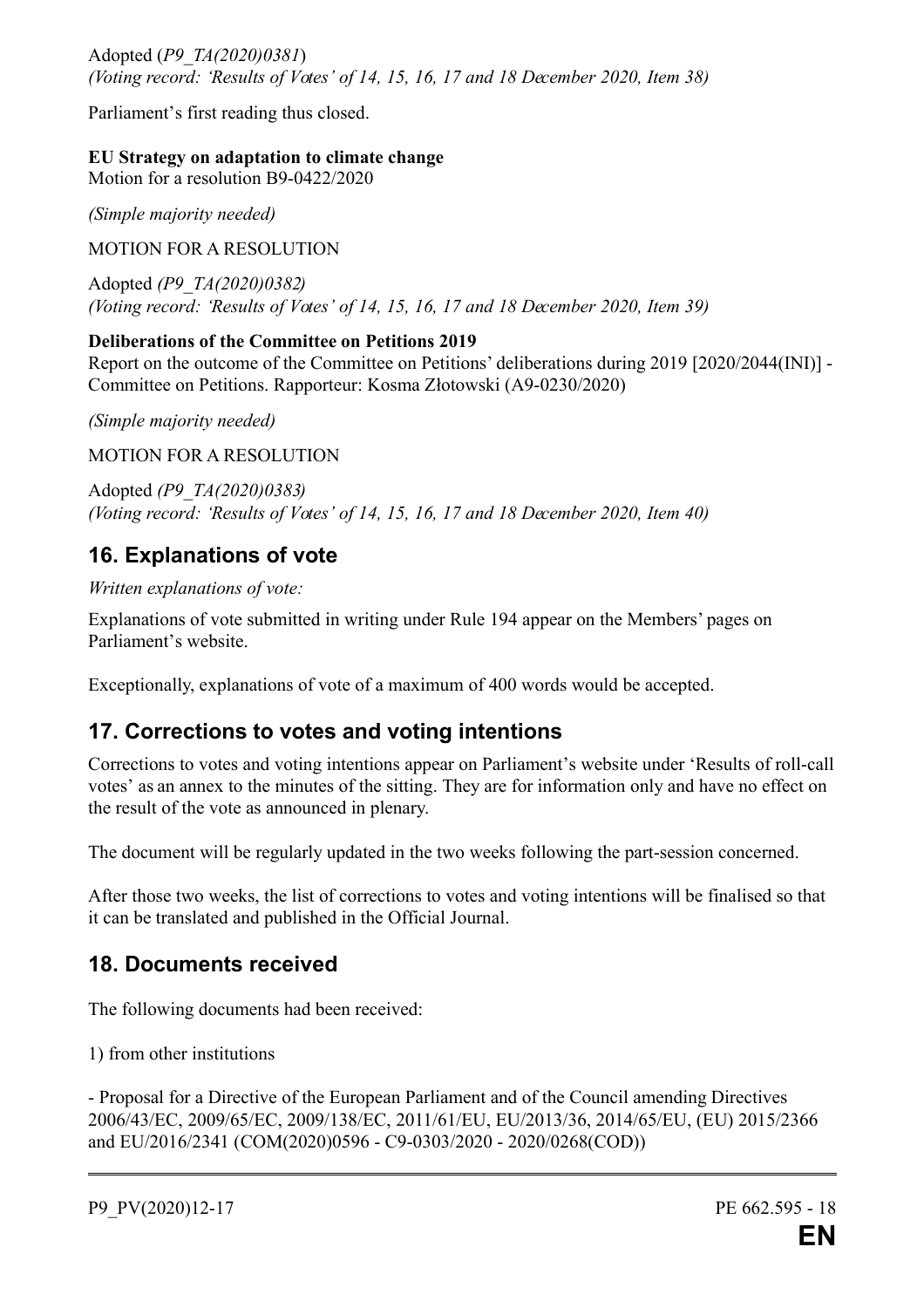Adopted (*P9_TA(2020)0381*)
*(Voting record: 'Results of Votes' of 14, 15, 16, 17 and 18 December 2020, Item 38)*

Parliament's first reading thus closed.

**EU Strategy on adaptation to climate change**
Motion for a resolution B9-0422/2020

*(Simple majority needed)*

MOTION FOR A RESOLUTION

Adopted *(P9_TA(2020)0382)*
*(Voting record: 'Results of Votes' of 14, 15, 16, 17 and 18 December 2020, Item 39)*

**Deliberations of the Committee on Petitions 2019**
Report on the outcome of the Committee on Petitions' deliberations during 2019 [2020/2044(INI)] - Committee on Petitions. Rapporteur: Kosma Złotowski (A9-0230/2020)

*(Simple majority needed)*

MOTION FOR A RESOLUTION

Adopted *(P9_TA(2020)0383)*
*(Voting record: 'Results of Votes' of 14, 15, 16, 17 and 18 December 2020, Item 40)*

## 16. Explanations of vote

*Written explanations of vote:*

Explanations of vote submitted in writing under Rule 194 appear on the Members' pages on Parliament's website.

Exceptionally, explanations of vote of a maximum of 400 words would be accepted.

## 17. Corrections to votes and voting intentions

Corrections to votes and voting intentions appear on Parliament's website under 'Results of roll-call votes' as an annex to the minutes of the sitting. They are for information only and have no effect on the result of the vote as announced in plenary.

The document will be regularly updated in the two weeks following the part-session concerned.

After those two weeks, the list of corrections to votes and voting intentions will be finalised so that it can be translated and published in the Official Journal.

## 18. Documents received

The following documents had been received:

1) from other institutions

- Proposal for a Directive of the European Parliament and of the Council amending Directives 2006/43/EC, 2009/65/EC, 2009/138/EC, 2011/61/EU, EU/2013/36, 2014/65/EU, (EU) 2015/2366 and EU/2016/2341 (COM(2020)0596 - C9-0303/2020 - 2020/0268(COD))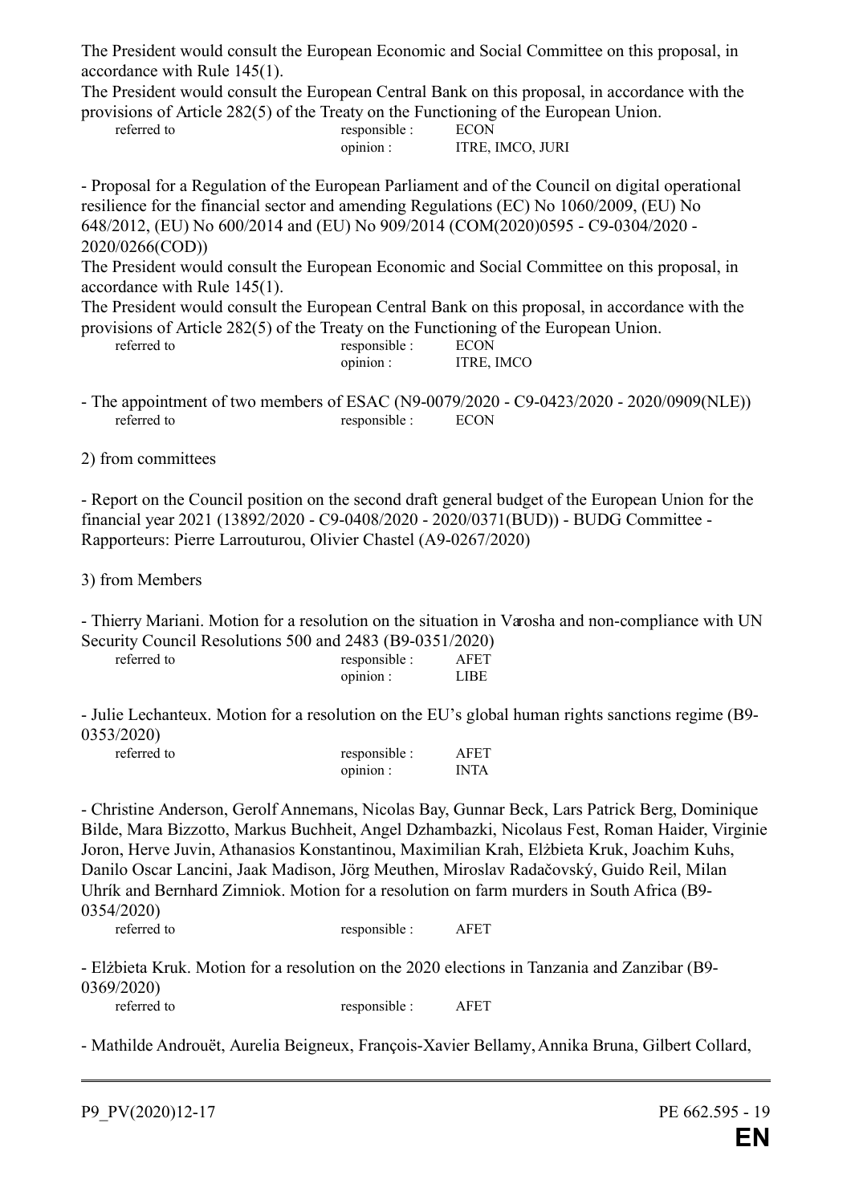The President would consult the European Economic and Social Committee on this proposal, in accordance with Rule 145(1).

The President would consult the European Central Bank on this proposal, in accordance with the provisions of Article 282(5) of the Treaty on the Functioning of the European Union.

referred to responsible : ECON
opinion : ITRE, IMCO, JURI

- Proposal for a Regulation of the European Parliament and of the Council on digital operational resilience for the financial sector and amending Regulations (EC) No 1060/2009, (EU) No 648/2012, (EU) No 600/2014 and (EU) No 909/2014 (COM(2020)0595 - C9-0304/2020 - 2020/0266(COD))

The President would consult the European Economic and Social Committee on this proposal, in accordance with Rule 145(1).

The President would consult the European Central Bank on this proposal, in accordance with the provisions of Article 282(5) of the Treaty on the Functioning of the European Union.

referred to responsible : ECON
opinion : ITRE, IMCO

- The appointment of two members of ESAC (N9-0079/2020 - C9-0423/2020 - 2020/0909(NLE))

referred to responsible : ECON

2) from committees

- Report on the Council position on the second draft general budget of the European Union for the financial year 2021 (13892/2020 - C9-0408/2020 - 2020/0371(BUD)) - BUDG Committee - Rapporteurs: Pierre Larrouturou, Olivier Chastel (A9-0267/2020)

3) from Members

- Thierry Mariani. Motion for a resolution on the situation in Varosha and non-compliance with UN Security Council Resolutions 500 and 2483 (B9-0351/2020)

referred to responsible : AFET
opinion : LIBE

- Julie Lechanteux. Motion for a resolution on the EU's global human rights sanctions regime (B9-0353/2020)

referred to responsible : AFET
opinion : INTA

- Christine Anderson, Gerolf Annemans, Nicolas Bay, Gunnar Beck, Lars Patrick Berg, Dominique Bilde, Mara Bizzotto, Markus Buchheit, Angel Dzhambazki, Nicolaus Fest, Roman Haider, Virginie Joron, Herve Juvin, Athanasios Konstantinou, Maximilian Krah, Elżbieta Kruk, Joachim Kuhs, Danilo Oscar Lancini, Jaak Madison, Jörg Meuthen, Miroslav Radačovský, Guido Reil, Milan Uhrík and Bernhard Zimniok. Motion for a resolution on farm murders in South Africa (B9-0354/2020)

referred to responsible : AFET

- Elżbieta Kruk. Motion for a resolution on the 2020 elections in Tanzania and Zanzibar (B9-0369/2020)

referred to responsible : AFET

- Mathilde Androuët, Aurelia Beigneux, François-Xavier Bellamy, Annika Bruna, Gilbert Collard,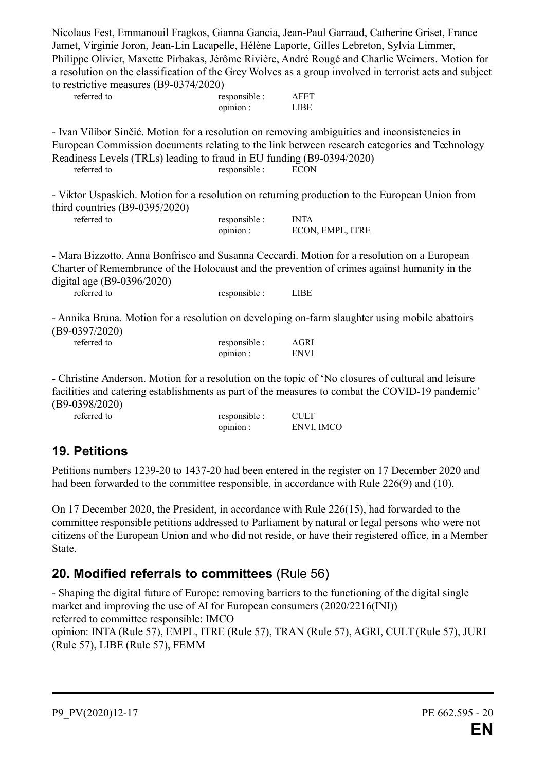Nicolaus Fest, Emmanouil Fragkos, Gianna Gancia, Jean-Paul Garraud, Catherine Griset, France Jamet, Virginie Joron, Jean-Lin Lacapelle, Hélène Laporte, Gilles Lebreton, Sylvia Limmer, Philippe Olivier, Maxette Pirbakas, Jérôme Rivière, André Rougé and Charlie Weimers. Motion for a resolution on the classification of the Grey Wolves as a group involved in terrorist acts and subject to restrictive measures (B9-0374/2020)

| referred to | responsible : | AFET |
|---|---|---|
| | opinion : | LIBE |

- Ivan Vilibor Sinčić. Motion for a resolution on removing ambiguities and inconsistencies in European Commission documents relating to the link between research categories and Technology Readiness Levels (TRLs) leading to fraud in EU funding (B9-0394/2020)

| referred to | responsible : | ECON |
|---|---|---|

- Viktor Uspaskich. Motion for a resolution on returning production to the European Union from third countries (B9-0395/2020)

| referred to | responsible : | INTA |
|---|---|---|
| | opinion : | ECON, EMPL, ITRE |

- Mara Bizzotto, Anna Bonfrisco and Susanna Ceccardi. Motion for a resolution on a European Charter of Remembrance of the Holocaust and the prevention of crimes against humanity in the digital age (B9-0396/2020)

| referred to | responsible : | LIBE |
|---|---|---|

- Annika Bruna. Motion for a resolution on developing on-farm slaughter using mobile abattoirs (B9-0397/2020)

| referred to | responsible : | AGRI |
|---|---|---|
| | opinion : | ENVI |

- Christine Anderson. Motion for a resolution on the topic of 'No closures of cultural and leisure facilities and catering establishments as part of the measures to combat the COVID-19 pandemic' (B9-0398/2020)

| referred to | responsible : | CULT |
|---|---|---|
| | opinion : | ENVI, IMCO |

## 19. Petitions

Petitions numbers 1239-20 to 1437-20 had been entered in the register on 17 December 2020 and had been forwarded to the committee responsible, in accordance with Rule 226(9) and (10).

On 17 December 2020, the President, in accordance with Rule 226(15), had forwarded to the committee responsible petitions addressed to Parliament by natural or legal persons who were not citizens of the European Union and who did not reside, or have their registered office, in a Member State.

## 20. Modified referrals to committees (Rule 56)

- Shaping the digital future of Europe: removing barriers to the functioning of the digital single market and improving the use of AI for European consumers (2020/2216(INI))
referred to committee responsible: IMCO
opinion: INTA (Rule 57), EMPL, ITRE (Rule 57), TRAN (Rule 57), AGRI, CULT (Rule 57), JURI (Rule 57), LIBE (Rule 57), FEMM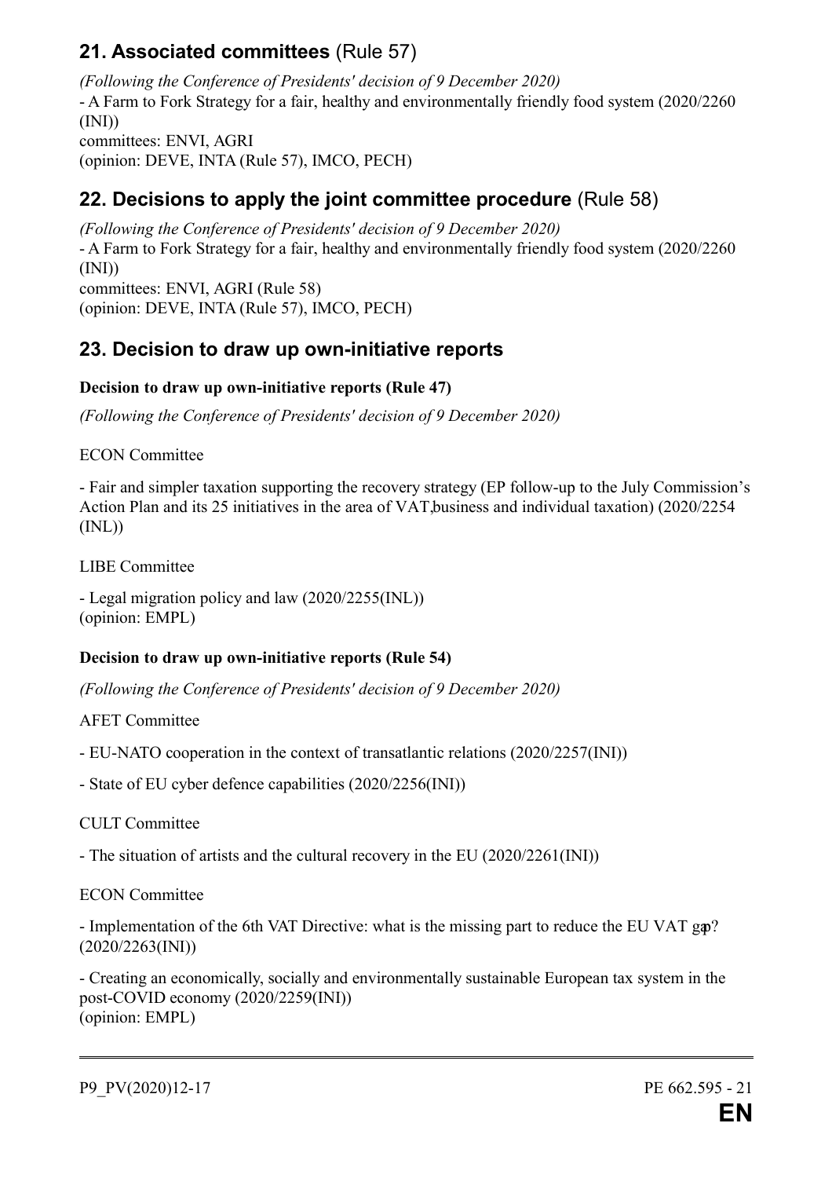## 21. Associated committees (Rule 57)

*(Following the Conference of Presidents' decision of 9 December 2020)*
- A Farm to Fork Strategy for a fair, healthy and environmentally friendly food system (2020/2260 (INI))
committees: ENVI, AGRI
(opinion: DEVE, INTA (Rule 57), IMCO, PECH)

## 22. Decisions to apply the joint committee procedure (Rule 58)

*(Following the Conference of Presidents' decision of 9 December 2020)*
- A Farm to Fork Strategy for a fair, healthy and environmentally friendly food system (2020/2260 (INI))
committees: ENVI, AGRI (Rule 58)
(opinion: DEVE, INTA (Rule 57), IMCO, PECH)

## 23. Decision to draw up own-initiative reports

**Decision to draw up own-initiative reports (Rule 47)**

*(Following the Conference of Presidents' decision of 9 December 2020)*

ECON Committee

- Fair and simpler taxation supporting the recovery strategy (EP follow-up to the July Commission's Action Plan and its 25 initiatives in the area of VAT,business and individual taxation) (2020/2254 (INL))

LIBE Committee

- Legal migration policy and law (2020/2255(INL))
(opinion: EMPL)

**Decision to draw up own-initiative reports (Rule 54)**

*(Following the Conference of Presidents' decision of 9 December 2020)*

AFET Committee

- EU-NATO cooperation in the context of transatlantic relations (2020/2257(INI))

- State of EU cyber defence capabilities (2020/2256(INI))

CULT Committee

- The situation of artists and the cultural recovery in the EU (2020/2261(INI))

ECON Committee

- Implementation of the 6th VAT Directive: what is the missing part to reduce the EU VAT gap? (2020/2263(INI))

- Creating an economically, socially and environmentally sustainable European tax system in the post-COVID economy (2020/2259(INI))
(opinion: EMPL)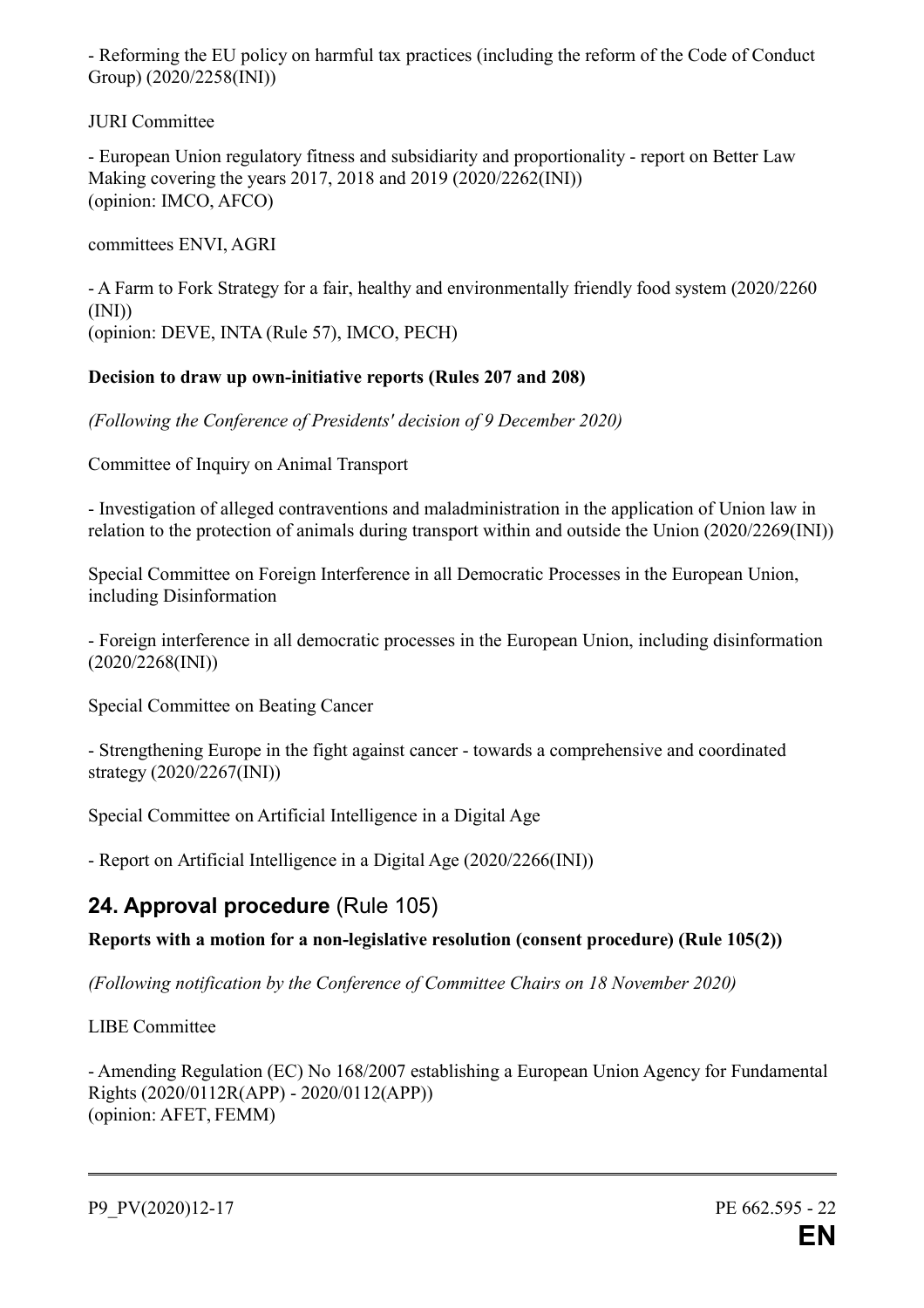- Reforming the EU policy on harmful tax practices (including the reform of the Code of Conduct Group) (2020/2258(INI))

JURI Committee

- European Union regulatory fitness and subsidiarity and proportionality - report on Better Law Making covering the years 2017, 2018 and 2019 (2020/2262(INI))
(opinion: IMCO, AFCO)

committees ENVI, AGRI

- A Farm to Fork Strategy for a fair, healthy and environmentally friendly food system (2020/2260 (INI))
(opinion: DEVE, INTA (Rule 57), IMCO, PECH)

**Decision to draw up own-initiative reports (Rules 207 and 208)**

*(Following the Conference of Presidents' decision of 9 December 2020)*

Committee of Inquiry on Animal Transport

- Investigation of alleged contraventions and maladministration in the application of Union law in relation to the protection of animals during transport within and outside the Union (2020/2269(INI))

Special Committee on Foreign Interference in all Democratic Processes in the European Union, including Disinformation

- Foreign interference in all democratic processes in the European Union, including disinformation (2020/2268(INI))

Special Committee on Beating Cancer

- Strengthening Europe in the fight against cancer - towards a comprehensive and coordinated strategy (2020/2267(INI))

Special Committee on Artificial Intelligence in a Digital Age

- Report on Artificial Intelligence in a Digital Age (2020/2266(INI))

## 24. Approval procedure (Rule 105)

**Reports with a motion for a non-legislative resolution (consent procedure) (Rule 105(2))**

*(Following notification by the Conference of Committee Chairs on 18 November 2020)*

LIBE Committee

- Amending Regulation (EC) No 168/2007 establishing a European Union Agency for Fundamental Rights (2020/0112R(APP) - 2020/0112(APP))
(opinion: AFET, FEMM)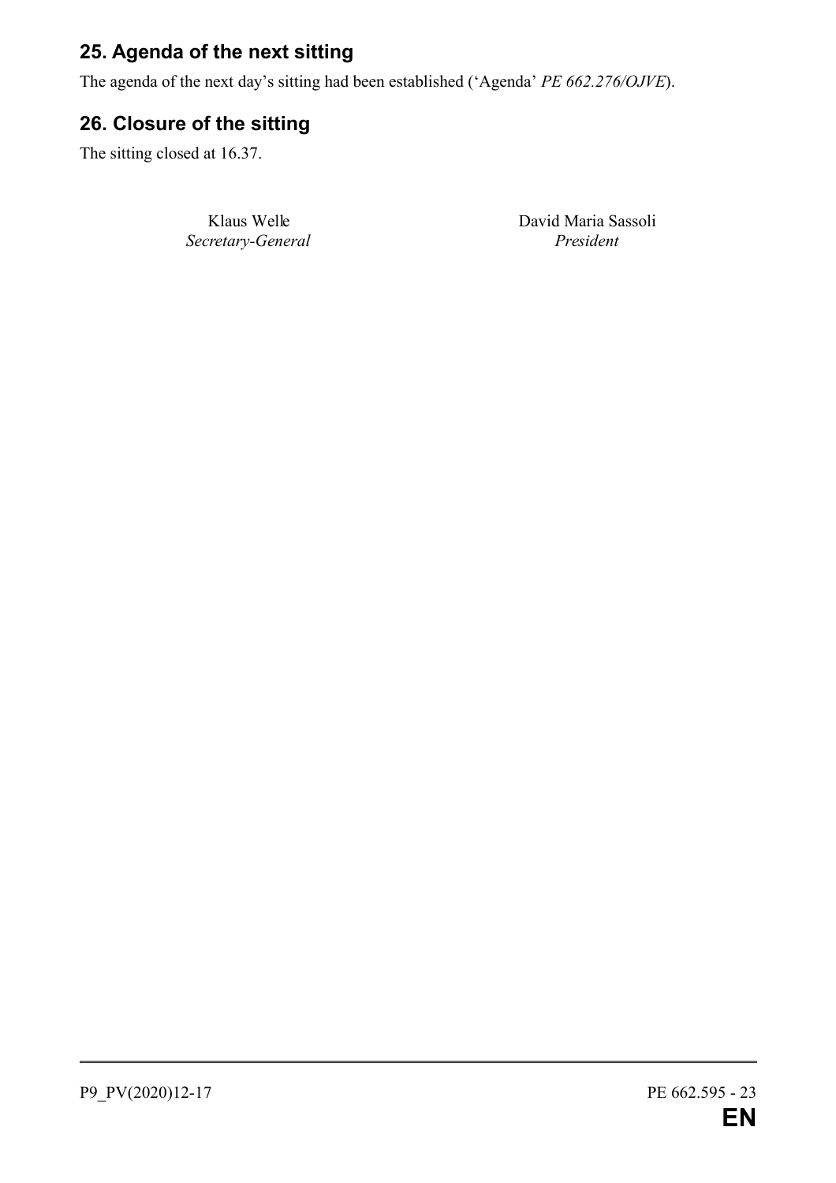## 25. Agenda of the next sitting

The agenda of the next day's sitting had been established ('Agenda' *PE 662.276/OJVE*).

## 26. Closure of the sitting

The sitting closed at 16.37.

| Klaus Welle | David Maria Sassoli |
|---|---|
| *Secretary-General* | *President* |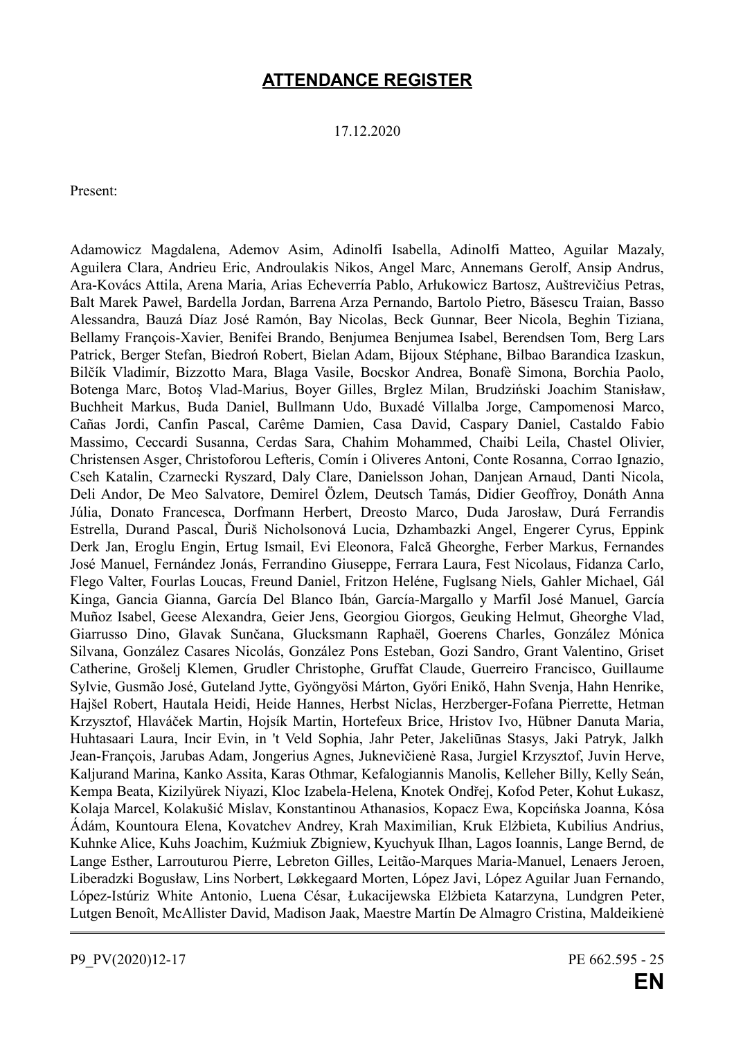# ATTENDANCE REGISTER

17.12.2020

Present:

Adamowicz Magdalena, Ademov Asim, Adinolfi Isabella, Adinolfi Matteo, Aguilar Mazaly, Aguilera Clara, Andrieu Eric, Androulakis Nikos, Angel Marc, Annemans Gerolf, Ansip Andrus, Ara-Kovács Attila, Arena Maria, Arias Echeverría Pablo, Arłukowicz Bartosz, Auštrevičius Petras, Balt Marek Paweł, Bardella Jordan, Barrena Arza Pernando, Bartolo Pietro, Băsescu Traian, Basso Alessandra, Bauzá Díaz José Ramón, Bay Nicolas, Beck Gunnar, Beer Nicola, Beghin Tiziana, Bellamy François-Xavier, Benifei Brando, Benjumea Benjumea Isabel, Berendsen Tom, Berg Lars Patrick, Berger Stefan, Biedroń Robert, Bielan Adam, Bijoux Stéphane, Bilbao Barandica Izaskun, Bilčík Vladimír, Bizzotto Mara, Blaga Vasile, Bocskor Andrea, Bonafè Simona, Borchia Paolo, Botenga Marc, Botoş Vlad-Marius, Boyer Gilles, Brglez Milan, Brudziński Joachim Stanisław, Buchheit Markus, Buda Daniel, Bullmann Udo, Buxadé Villalba Jorge, Campomenosi Marco, Cañas Jordi, Canfin Pascal, Carême Damien, Casa David, Caspary Daniel, Castaldo Fabio Massimo, Ceccardi Susanna, Cerdas Sara, Chahim Mohammed, Chaibi Leila, Chastel Olivier, Christensen Asger, Christoforou Lefteris, Comín i Oliveres Antoni, Conte Rosanna, Corrao Ignazio, Cseh Katalin, Czarnecki Ryszard, Daly Clare, Danielsson Johan, Danjean Arnaud, Danti Nicola, Deli Andor, De Meo Salvatore, Demirel Özlem, Deutsch Tamás, Didier Geoffroy, Donáth Anna Júlia, Donato Francesca, Dorfmann Herbert, Dreosto Marco, Duda Jarosław, Durá Ferrandis Estrella, Durand Pascal, Ďuriš Nicholsonová Lucia, Dzhambazki Angel, Engerer Cyrus, Eppink Derk Jan, Eroglu Engin, Ertug Ismail, Evi Eleonora, Falcă Gheorghe, Ferber Markus, Fernandes José Manuel, Fernández Jonás, Ferrandino Giuseppe, Ferrara Laura, Fest Nicolaus, Fidanza Carlo, Flego Valter, Fourlas Loucas, Freund Daniel, Fritzon Heléne, Fuglsang Niels, Gahler Michael, Gál Kinga, Gancia Gianna, García Del Blanco Ibán, García-Margallo y Marfil José Manuel, García Muñoz Isabel, Geese Alexandra, Geier Jens, Georgiou Giorgos, Geuking Helmut, Gheorghe Vlad, Giarrusso Dino, Glavak Sunčana, Glucksmann Raphaël, Goerens Charles, González Mónica Silvana, González Casares Nicolás, González Pons Esteban, Gozi Sandro, Grant Valentino, Griset Catherine, Grošelj Klemen, Grudler Christophe, Gruffat Claude, Guerreiro Francisco, Guillaume Sylvie, Gusmão José, Guteland Jytte, Gyöngyösi Márton, Győri Enikő, Hahn Svenja, Hahn Henrike, Hajšel Robert, Hautala Heidi, Heide Hannes, Herbst Niclas, Herzberger-Fofana Pierrette, Hetman Krzysztof, Hlaváček Martin, Hojsík Martin, Hortefeux Brice, Hristov Ivo, Hübner Danuta Maria, Huhtasaari Laura, Incir Evin, in 't Veld Sophia, Jahr Peter, Jakeliūnas Stasys, Jaki Patryk, Jalkh Jean-François, Jarubas Adam, Jongerius Agnes, Juknevičienė Rasa, Jurgiel Krzysztof, Juvin Herve, Kaljurand Marina, Kanko Assita, Karas Othmar, Kefalogiannis Manolis, Kelleher Billy, Kelly Seán, Kempa Beata, Kizilyürek Niyazi, Kloc Izabela-Helena, Knotek Ondřej, Kofod Peter, Kohut Łukasz, Kolaja Marcel, Kolakušić Mislav, Konstantinou Athanasios, Kopacz Ewa, Kopcińska Joanna, Kósa Ádám, Kountoura Elena, Kovatchev Andrey, Krah Maximilian, Kruk Elżbieta, Kubilius Andrius, Kuhnke Alice, Kuhs Joachim, Kuźmiuk Zbigniew, Kyuchyuk Ilhan, Lagos Ioannis, Lange Bernd, de Lange Esther, Larrouturou Pierre, Lebreton Gilles, Leitão-Marques Maria-Manuel, Lenaers Jeroen, Liberadzki Bogusław, Lins Norbert, Løkkegaard Morten, López Javi, López Aguilar Juan Fernando, López-Istúriz White Antonio, Luena César, Łukacijewska Elżbieta Katarzyna, Lundgren Peter, Lutgen Benoît, McAllister David, Madison Jaak, Maestre Martín De Almagro Cristina, Maldeikienė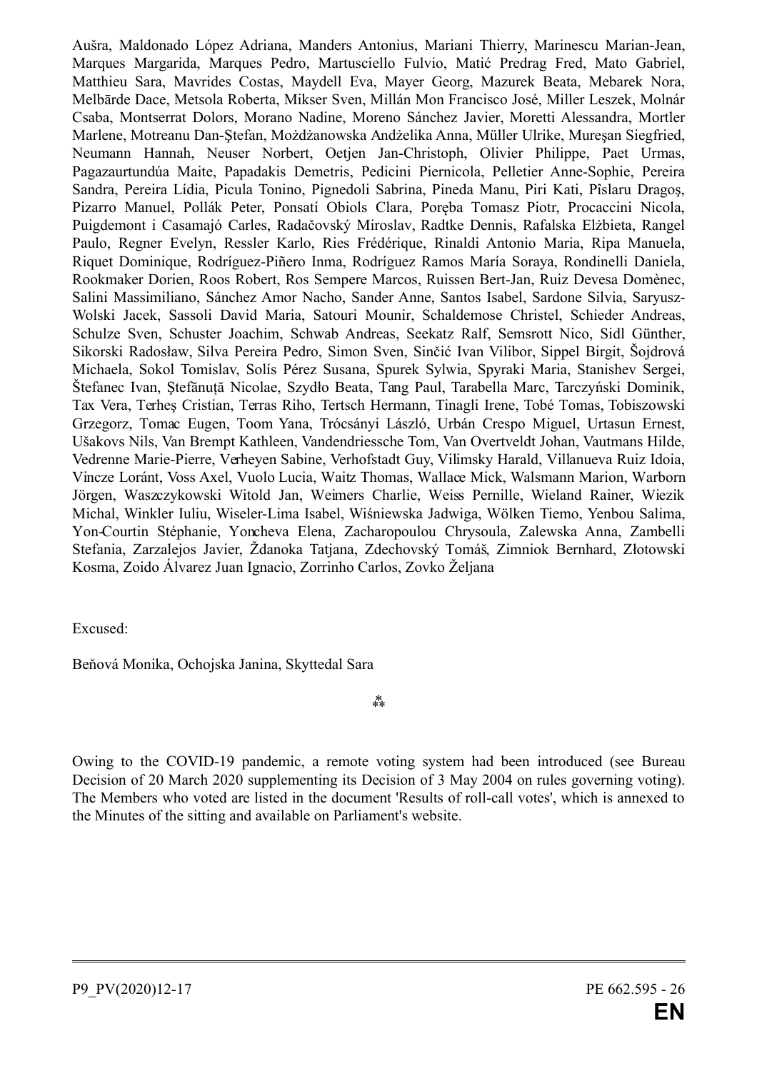Aušra, Maldonado López Adriana, Manders Antonius, Mariani Thierry, Marinescu Marian-Jean, Marques Margarida, Marques Pedro, Martusciello Fulvio, Matić Predrag Fred, Mato Gabriel, Matthieu Sara, Mavrides Costas, Maydell Eva, Mayer Georg, Mazurek Beata, Mebarek Nora, Melbārde Dace, Metsola Roberta, Mikser Sven, Millán Mon Francisco José, Miller Leszek, Molnár Csaba, Montserrat Dolors, Morano Nadine, Moreno Sánchez Javier, Moretti Alessandra, Mortler Marlene, Motreanu Dan-Ştefan, Możdżanowska Andżelika Anna, Müller Ulrike, Mureşan Siegfried, Neumann Hannah, Neuser Norbert, Oetjen Jan-Christoph, Olivier Philippe, Paet Urmas, Pagazaurtundúa Maite, Papadakis Demetris, Pedicini Piernicola, Pelletier Anne-Sophie, Pereira Sandra, Pereira Lídia, Picula Tonino, Pignedoli Sabrina, Pineda Manu, Piri Kati, Pîslaru Dragoş, Pizarro Manuel, Pollák Peter, Ponsatí Obiols Clara, Poręba Tomasz Piotr, Procaccini Nicola, Puigdemont i Casamajó Carles, Radačovský Miroslav, Radtke Dennis, Rafalska Elżbieta, Rangel Paulo, Regner Evelyn, Ressler Karlo, Ries Frédérique, Rinaldi Antonio Maria, Ripa Manuela, Riquet Dominique, Rodríguez-Piñero Inma, Rodríguez Ramos María Soraya, Rondinelli Daniela, Rookmaker Dorien, Roos Robert, Ros Sempere Marcos, Ruissen Bert-Jan, Ruiz Devesa Domènec, Salini Massimiliano, Sánchez Amor Nacho, Sander Anne, Santos Isabel, Sardone Silvia, Saryusz-Wolski Jacek, Sassoli David Maria, Satouri Mounir, Schaldemose Christel, Schieder Andreas, Schulze Sven, Schuster Joachim, Schwab Andreas, Seekatz Ralf, Semsrott Nico, Sidl Günther, Sikorski Radosław, Silva Pereira Pedro, Simon Sven, Sinčić Ivan Vilibor, Sippel Birgit, Šojdrová Michaela, Sokol Tomislav, Solís Pérez Susana, Spurek Sylwia, Spyraki Maria, Stanishev Sergei, Štefanec Ivan, Ştefănuță Nicolae, Szydło Beata, Tang Paul, Tarabella Marc, Tarczyński Dominik, Tax Vera, Terheş Cristian, Terras Riho, Tertsch Hermann, Tinagli Irene, Tobé Tomas, Tobiszowski Grzegorz, Tomac Eugen, Toom Yana, Trócsányi László, Urbán Crespo Miguel, Urtasun Ernest, Ušakovs Nils, Van Brempt Kathleen, Vandendriessche Tom, Van Overtveldt Johan, Vautmans Hilde, Vedrenne Marie-Pierre, Verheyen Sabine, Verhofstadt Guy, Vilimsky Harald, Villanueva Ruiz Idoia, Vincze Loránt, Voss Axel, Vuolo Lucia, Waitz Thomas, Wallace Mick, Walsmann Marion, Warborn Jörgen, Waszczykowski Witold Jan, Weimers Charlie, Weiss Pernille, Wieland Rainer, Wiezik Michal, Winkler Iuliu, Wiseler-Lima Isabel, Wiśniewska Jadwiga, Wölken Tiemo, Yenbou Salima, Yon-Courtin Stéphanie, Yoncheva Elena, Zacharopoulou Chrysoula, Zalewska Anna, Zambelli Stefania, Zarzalejos Javier, Ždanoka Tatjana, Zdechovský Tomáš, Zimniok Bernhard, Złotowski Kosma, Zoido Álvarez Juan Ignacio, Zorrinho Carlos, Zovko Željana

Excused:

Beňová Monika, Ochojska Janina, Skyttedal Sara

⁂

Owing to the COVID-19 pandemic, a remote voting system had been introduced (see Bureau Decision of 20 March 2020 supplementing its Decision of 3 May 2004 on rules governing voting). The Members who voted are listed in the document 'Results of roll-call votes', which is annexed to the Minutes of the sitting and available on Parliament's website.